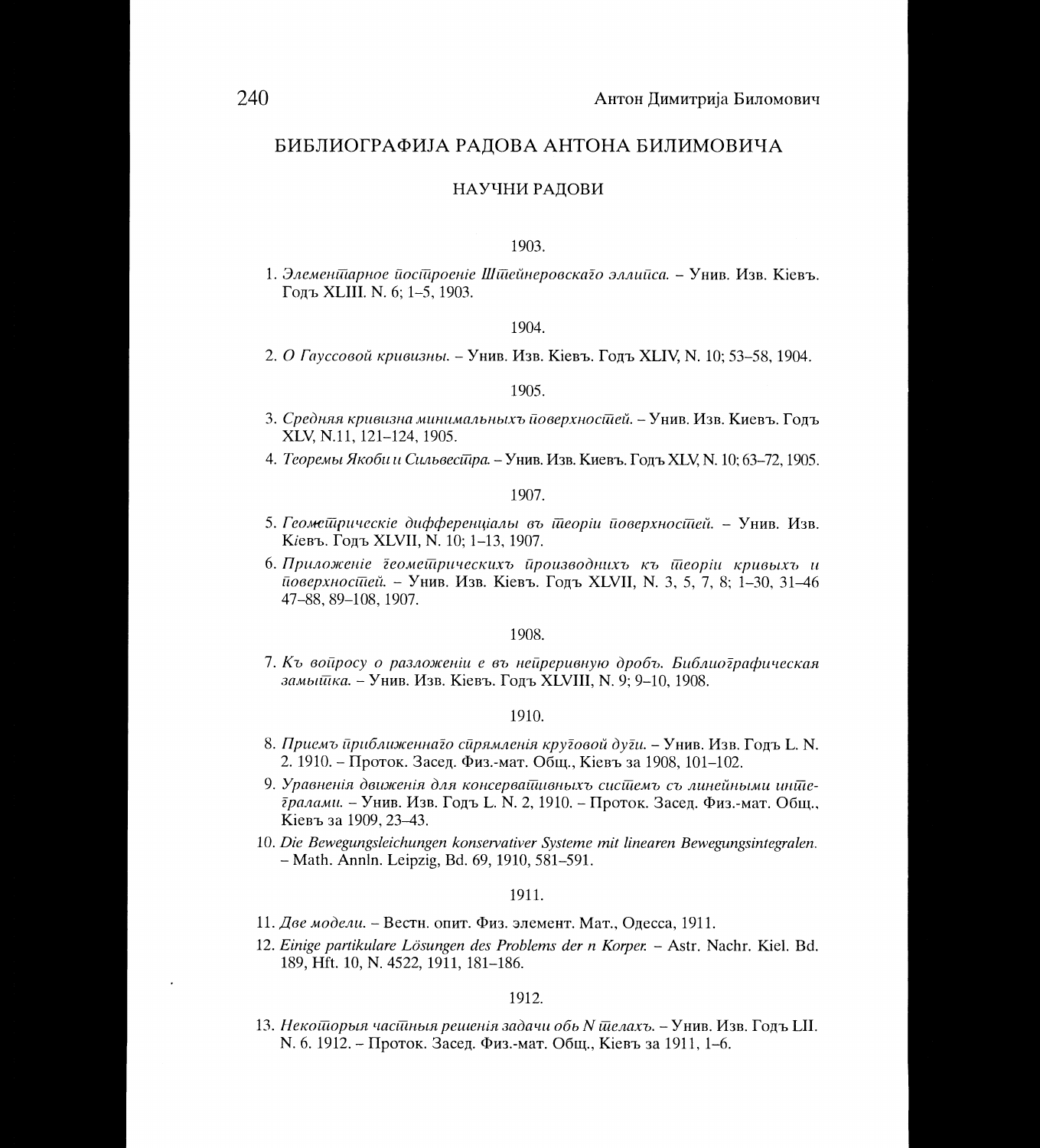## БИБЛИОГРАФИЈА РАДОВА АНТОНА БИЛИМОВИЧА

### НАУЧНИ РАДОВИ

1903.

1. *Элементарное построеніе Штейнеровскаго эллипса.* – Унив. Изв. Кіевъ. Годъ XLIII. N. 6; 1–5, 1903.

1904.

2. *О Гауссовой кривизны.* – Унив. Изв. Кіевъ. Годъ XLIV, N. 10; 53–58, 1904.

1905.

3. *Средняя кривизна минимальныхъ поверхностей.* – Унив. Изв. Киевъ. Годъ XLV, N.11, 121–124, 1905.

4. *Теоремы Якоби и Сильвестра.* – Унив. Изв. Киевъ. Годъ XLV, N. 10; 63–72, 1905.

1907.

5. *Геометрическіе дифференціалы въ теоріи поверхностей.* – Унив. Изв. Кіевъ. Годъ XLVII, N. 10; 1–13, 1907.

6. *Приложеніе геометрическихъ производнихъ къ теоріи кривыхъ и поверхностей.* – Унив. Изв. Кіевъ. Годъ XLVII, N. 3, 5, 7, 8; 1–30, 31–46 47–88, 89–108, 1907.

1908.

7. *Къ вопросу о разложеніи е въ непрерывную дробъ. Библиографическая замытка.* – Унив. Изв. Кіевъ. Годъ XLVIII, N. 9; 9–10, 1908.

1910.

8. *Приемъ приближеннаго спрямленія круговой дуги.* – Унив. Изв. Годъ L. N. 2. 1910. – Проток. Засед. Физ.-мат. Общ., Кіевъ за 1908, 101–102.

9. *Уравненія движенія для консервативныхъ системъ съ линейными интегралами.* – Унив. Изв. Годъ L. N. 2, 1910. – Проток. Засед. Физ.-мат. Общ., Кіевъ за 1909, 23–43.

10. *Die Bewegungsleichungen konservativer Systeme mit linearen Bewegungsintegralen.* – Math. Annln. Leipzig, Bd. 69, 1910, 581–591.

1911.

11. *Две модели.* – Вестн. опит. Физ. элемент. Мат., Одесса, 1911.

12. *Einige partikulare Lösungen des Problems der n Korper.* – Astr. Nachr. Kiel. Bd. 189, Hft. 10, N. 4522, 1911, 181–186.

1912.

13. *Некоторыя частныя решенія задачи объ N телахъ.* – Унив. Изв. Годъ LII. N. 6. 1912. – Проток. Засед. Физ.-мат. Общ., Кіевъ за 1911, 1–6.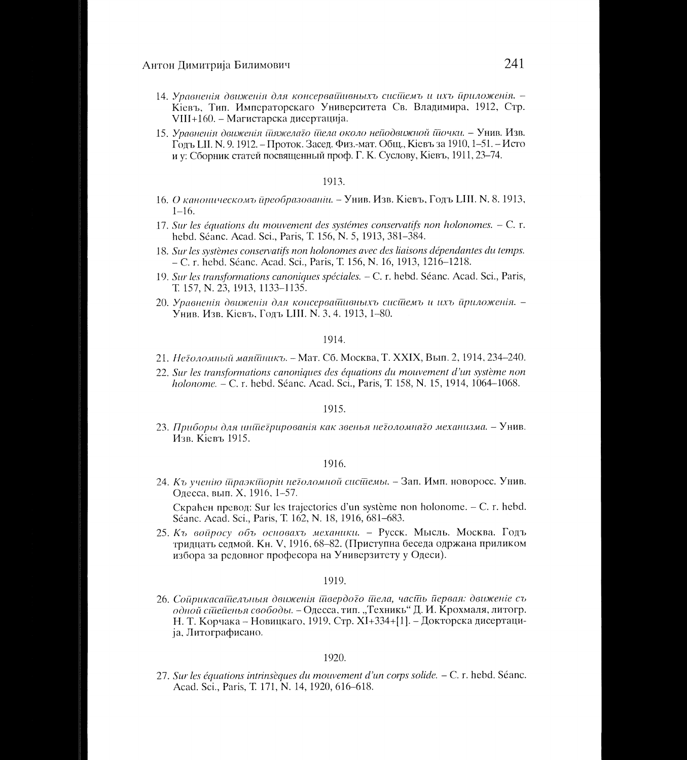14. *Уравненія движенія для консервативныхъ системъ и ихъ приложенія.* – Кіевъ, Тип. Императорскаго Университета Св. Владимира, 1912, Стр. VIII+160. – Магистарска дисертација.

15. *Уравненія движенія тяжелаго тела около неподвижной точки.* – Унив. Изв. Годъ LII. N. 9. 1912. – Проток. Засед. Физ.-мат. Общ., Кіевъ за 1910, 1–51. – Исто и у: Сборник статей посвященный проф. Г. К. Суслову, Кіевъ, 1911, 23–74.

1913.

16. *О каноническомъ преобразованіи.* – Унив. Изв. Кіевъ, Годъ LIII. N. 8. 1913, 1–16.

17. *Sur les équations du mouvement des systémes conservatifs non holonomes.* – C. r. hebd. Séanc. Acad. Sci., Paris, T. 156, N. 5, 1913, 381–384.

18. *Sur les systèmes conservatifs non holonomes avec des liaisons dépendantes du temps.* – C. r. hebd. Séanc. Acad. Sci., Paris, T. 156, N. 16, 1913, 1216–1218.

19. *Sur les transformations canoniques spéciales.* – C. r. hebd. Séanc. Acad. Sci., Paris, T. 157, N. 23, 1913, 1133–1135.

20. *Уравненія движенія для консервативныхъ системъ и ихъ приложенія.* – Унив. Изв. Кіевъ, Годъ LIII. N. 3, 4. 1913, 1–80.

1914.

21. *Неголомный маятникъ.* – Мат. Сб. Москва, T. XXIX, Вып. 2, 1914, 234–240.

22. *Sur les transformations canoniques des équations du mouvement d'un système non holonome.* – C. r. hebd. Séanc. Acad. Sci., Paris, T. 158, N. 15, 1914, 1064–1068.

1915.

23. *Приборы для интегрированія как звенья неголомнаго механизма.* – Унив. Изв. Кіевъ 1915.

1916.

24. *Къ ученію траекторіи неголомной системы.* – Зап. Имп. новоросс. Унив. Одесса, вып. X, 1916, 1–57.

    Скраћен превод: Sur les trajectories d'un système non holonome. – C. r. hebd. Séanc. Acad. Sci., Paris, T. 162, N. 18, 1916, 681–683.

25. *Къ вопросу объ основахъ механики.* – Русск. Мысль. Москва. Годъ тридцать седмой. Кн. V, 1916, 68–82. (Приступна беседа одржана приликом избора за редовног професора на Универзитету у Одеси).

1919.

26. *Соприкасательныя движенія твердого тела, часть первая: движеніе съ одной степенья свободы.* – Одесса, тип. „Техникь" Д. И. Крохмаля, литогр. Н. Т. Корчака – Новицкаго, 1919, Стр. XI+334+[1]. – Докторска дисертација, Литографисано.

1920.

27. *Sur les équations intrinsèques du mouvement d'un corps solide.* – C. r. hebd. Séanc. Acad. Sci., Paris, T. 171, N. 14, 1920, 616–618.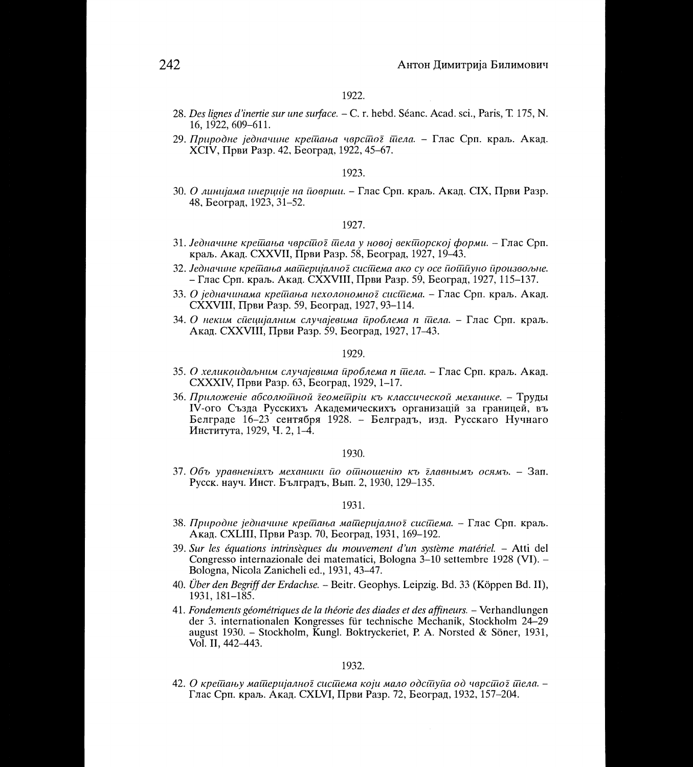1922.

28. *Des lignes d'inertie sur une surface.* – C. r. hebd. Séanc. Acad. sci., Paris, T. 175, N. 16, 1922, 609–611.
29. *Природне једначине кретања чврстог тела.* – Глас Срп. краљ. Акад. XCIV, Први Разр. 42, Београд, 1922, 45–67.

1923.

30. *О линијама инерције на површи.* – Глас Срп. краљ. Акад. CIX, Први Разр. 48, Београд, 1923, 31–52.

1927.

31. *Једначине кретања чврстог тела у новој векторској форми.* – Глас Срп. краљ. Акад. CXXVII, Први Разр. 58, Београд, 1927, 19–43.
32. *Једначине кретања материјалног система ако су осе потпуно произвољне.* – Глас Срп. краљ. Акад. CXXVIII, Први Разр. 59, Београд, 1927, 115–137.
33. *О једначинама кретања нехолономног система.* – Глас Срп. краљ. Акад. CXXVIII, Први Разр. 59, Београд, 1927, 93–114.
34. *О неким специјалним случајевима проблема n тела.* – Глас Срп. краљ. Акад. CXXVIII, Први Разр. 59, Београд, 1927, 17–43.

1929.

35. *О хеликоидалним случајевима проблема n тела.* – Глас Срп. краљ. Акад. CXXXIV, Први Разр. 63, Београд, 1929, 1–17.
36. *Приложеніе абсолютной геометріи къ классической механике.* – Труды IV-ого Създа Русскихъ Академическихъ организацій за границей, въ Белграде 16–23 сентября 1928. – Белградъ, изд. Русскаго Нучнаго Института, 1929, Ч. 2, 1–4.

1930.

37. *Объ уравненіяхъ механики по отношенію къ главнымъ осямъ.* – Зап. Русск. науч. Инст. Бѣлградъ, Вып. 2, 1930, 129–135.

1931.

38. *Природне једначине кретања материјалног система.* – Глас Срп. краљ. Акад. CXLIII, Први Разр. 70, Београд, 1931, 169–192.
39. *Sur les équations intrinsèques du mouvement d'un système matériel.* – Atti del Congresso internazionale dei matematici, Bologna 3–10 settembre 1928 (VI). – Bologna, Nicola Zanicheli ed., 1931, 43–47.
40. *Über den Begriff der Erdachse.* – Beitr. Geophys. Leipzig. Bd. 33 (Köppen Bd. II), 1931, 181–185.
41. *Fondements géométriques de la théorie des diades et des affineurs.* – Verhandlungen der 3. internationalen Kongresses für technische Mechanik, Stockholm 24–29 august 1930. – Stockholm, Kungl. Boktryckeriet, P. A. Norsted & Söner, 1931, Vol. II, 442–443.

1932.

42. *О кретању материјалног система који мало одступа од чврстог тела.* – Глас Срп. краљ. Акад. CXLVI, Први Разр. 72, Београд, 1932, 157–204.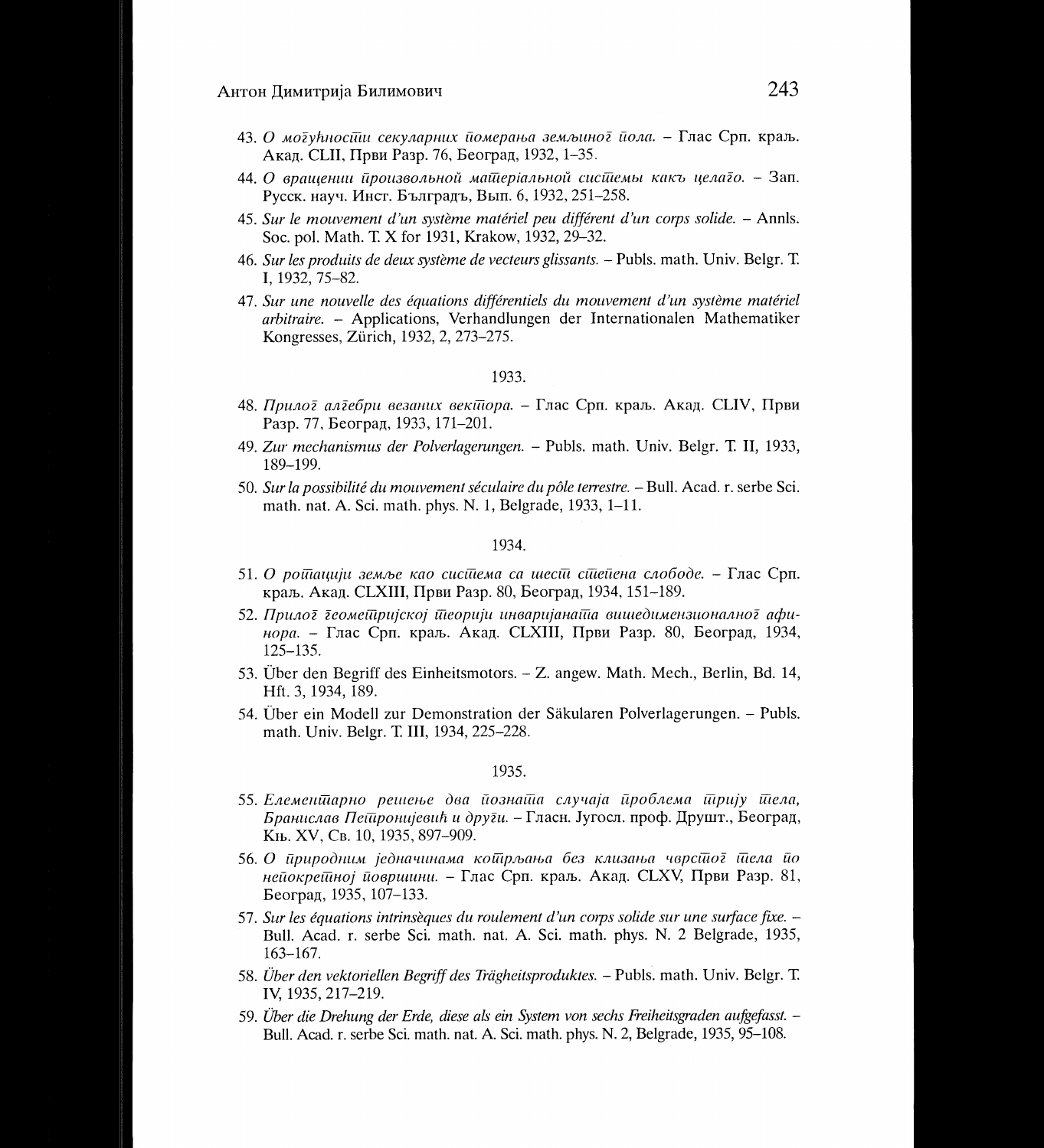43. *О могућности секуларних померања земљиног пола.* – Глас Срп. краљ. Акад. CLII, Први Разр. 76, Београд, 1932, 1–35.

44. *О вращении произвольной материальной системы какъ целаго.* – Зап. Русск. науч. Инст. Бѣлградъ, Вып. 6, 1932, 251–258.

45. *Sur le mouvement d'un système matériel peu différent d'un corps solide.* – Annls. Soc. pol. Math. T. X for 1931, Krakow, 1932, 29–32.

46. *Sur les produits de deux système de vecteurs glissants.* – Publs. math. Univ. Belgr. T. I, 1932, 75–82.

47. *Sur une nouvelle des équations différentiels du mouvement d'un système matériel arbitraire.* – Applications, Verhandlungen der Internationalen Mathematiker Kongresses, Zürich, 1932, 2, 273–275.

1933.

48. *Прилог алгебри везаних вектора.* – Глас Срп. краљ. Акад. CLIV, Први Разр. 77, Београд, 1933, 171–201.

49. *Zur mechanismus der Polverlagerungen.* – Publs. math. Univ. Belgr. T. II, 1933, 189–199.

50. *Sur la possibilité du mouvement séculaire du pôle terrestre.* – Bull. Acad. r. serbe Sci. math. nat. A. Sci. math. phys. N. 1, Belgrade, 1933, 1–11.

1934.

51. *О ротацији земље као система са шест степена слободе.* – Глас Срп. краљ. Акад. CLXIII, Први Разр. 80, Београд, 1934, 151–189.

52. *Прилог геометријској теорији инваријаната вишедимензионалног афинора.* – Глас Срп. краљ. Акад. CLXIII, Први Разр. 80, Београд, 1934, 125–135.

53. Über den Begriff des Einheitsmotors. – Z. angew. Math. Mech., Berlin, Bd. 14, Hft. 3, 1934, 189.

54. Über ein Modell zur Demonstration der Säkularen Polverlagerungen. – Publs. math. Univ. Belgr. T. III, 1934, 225–228.

1935.

55. *Елементарно решење два позната случаја проблема трију тела, Бранислав Петронијевић и други.* – Гласн. Југосл. проф. Друшт., Београд, Књ. XV, Св. 10, 1935, 897–909.

56. *О природним једначинама котрљања без клизања чврстог тела по непокретној површини.* – Глас Срп. краљ. Акад. CLXV, Први Разр. 81, Београд, 1935, 107–133.

57. *Sur les équations intrinsèques du roulement d'un corps solide sur une surface fixe.* – Bull. Acad. r. serbe Sci. math. nat. A. Sci. math. phys. N. 2 Belgrade, 1935, 163–167.

58. *Über den vektoriellen Begriff des Trägheitsproduktes.* – Publs. math. Univ. Belgr. T. IV, 1935, 217–219.

59. *Über die Drehung der Erde, diese als ein System von sechs Freiheitsgraden aufgefasst.* – Bull. Acad. r. serbe Sci. math. nat. A. Sci. math. phys. N. 2, Belgrade, 1935, 95–108.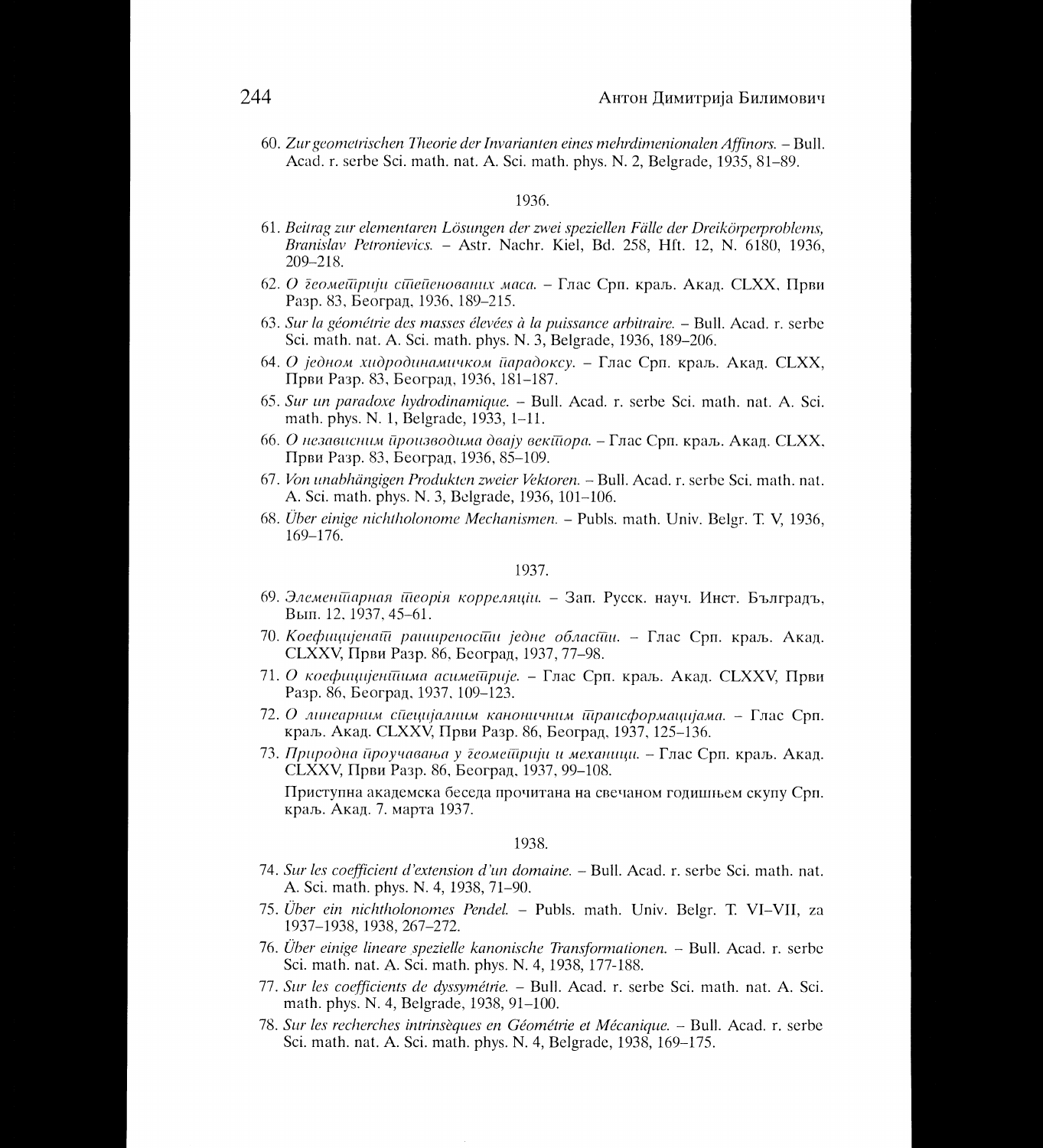60. *Zur geometrischen Theorie der Invarianten eines mehrdimenionalen Affinors.* – Bull. Acad. r. serbe Sci. math. nat. A. Sci. math. phys. N. 2, Belgrade, 1935, 81–89.

1936.

61. *Beitrag zur elementaren Lösungen der zwei speziellen Fälle der Dreikörperproblems, Branislav Petronievics.* – Astr. Nachr. Kiel, Bd. 258, Hft. 12, N. 6180, 1936, 209–218.
62. *О ӯеомеӣрији сӣеӣенованих маса.* – Глас Срп. краљ. Акад. CLXX, Први Разр. 83, Београд, 1936, 189–215.
63. *Sur la géométrie des masses élevées à la puissance arbitraire.* – Bull. Acad. r. serbe Sci. math. nat. A. Sci. math. phys. N. 3, Belgrade, 1936, 189–206.
64. *О једном хидродинамичком ӣарадоксу.* – Глас Срп. краљ. Акад. CLXX, Први Разр. 83, Београд, 1936, 181–187.
65. *Sur un paradoxe hydrodinamique.* – Bull. Acad. r. serbe Sci. math. nat. A. Sci. math. phys. N. 1, Belgrade, 1933, 1–11.
66. *О независним ӣроизводима двају векӣора.* – Глас Срп. краљ. Акад. CLXX, Први Разр. 83, Београд, 1936, 85–109.
67. *Von unabhängigen Produkten zweier Vektoren.* – Bull. Acad. r. serbe Sci. math. nat. A. Sci. math. phys. N. 3, Belgrade, 1936, 101–106.
68. *Über einige nichtholonome Mechanismen.* – Publs. math. Univ. Belgr. T. V, 1936, 169–176.

1937.

69. *Элеменӣарная ӣеорія корреляціи.* – Зап. Русск. науч. Инст. Бѣлградъ, Вып. 12, 1937, 45–61.
70. *Коефицијенаӣ раширеносӣи једне обласӣи.* – Глас Срп. краљ. Акад. CLXXV, Први Разр. 86, Београд, 1937, 77–98.
71. *О коефицијенӣима асимеӣрије.* – Глас Срп. краљ. Акад. CLXXV, Први Разр. 86, Београд, 1937, 109–123.
72. *О линеарним сӣецијалним каноничним ӣрансформацијама.* – Глас Срп. краљ. Акад. CLXXV, Први Разр. 86, Београд, 1937, 125–136.
73. *Природна ӣроучавања у ӯеомеӣрији и механици.* – Глас Срп. краљ. Акад. CLXXV, Први Разр. 86, Београд, 1937, 99–108.

    Приступна академска беседа прочитана на свечаном годишњем скупу Срп. краљ. Акад. 7. марта 1937.

1938.

74. *Sur les coefficient d'extension d'un domaine.* – Bull. Acad. r. serbe Sci. math. nat. A. Sci. math. phys. N. 4, 1938, 71–90.
75. *Über ein nichtholonomes Pendel.* – Publs. math. Univ. Belgr. T. VI–VII, za 1937–1938, 1938, 267–272.
76. *Über einige lineare spezielle kanonische Transformationen.* – Bull. Acad. r. serbe Sci. math. nat. A. Sci. math. phys. N. 4, 1938, 177-188.
77. *Sur les coefficients de dyssymétrie.* – Bull. Acad. r. serbe Sci. math. nat. A. Sci. math. phys. N. 4, Belgrade, 1938, 91–100.
78. *Sur les recherches intrinsèques en Géométrie et Mécanique.* – Bull. Acad. r. serbe Sci. math. nat. A. Sci. math. phys. N. 4, Belgrade, 1938, 169–175.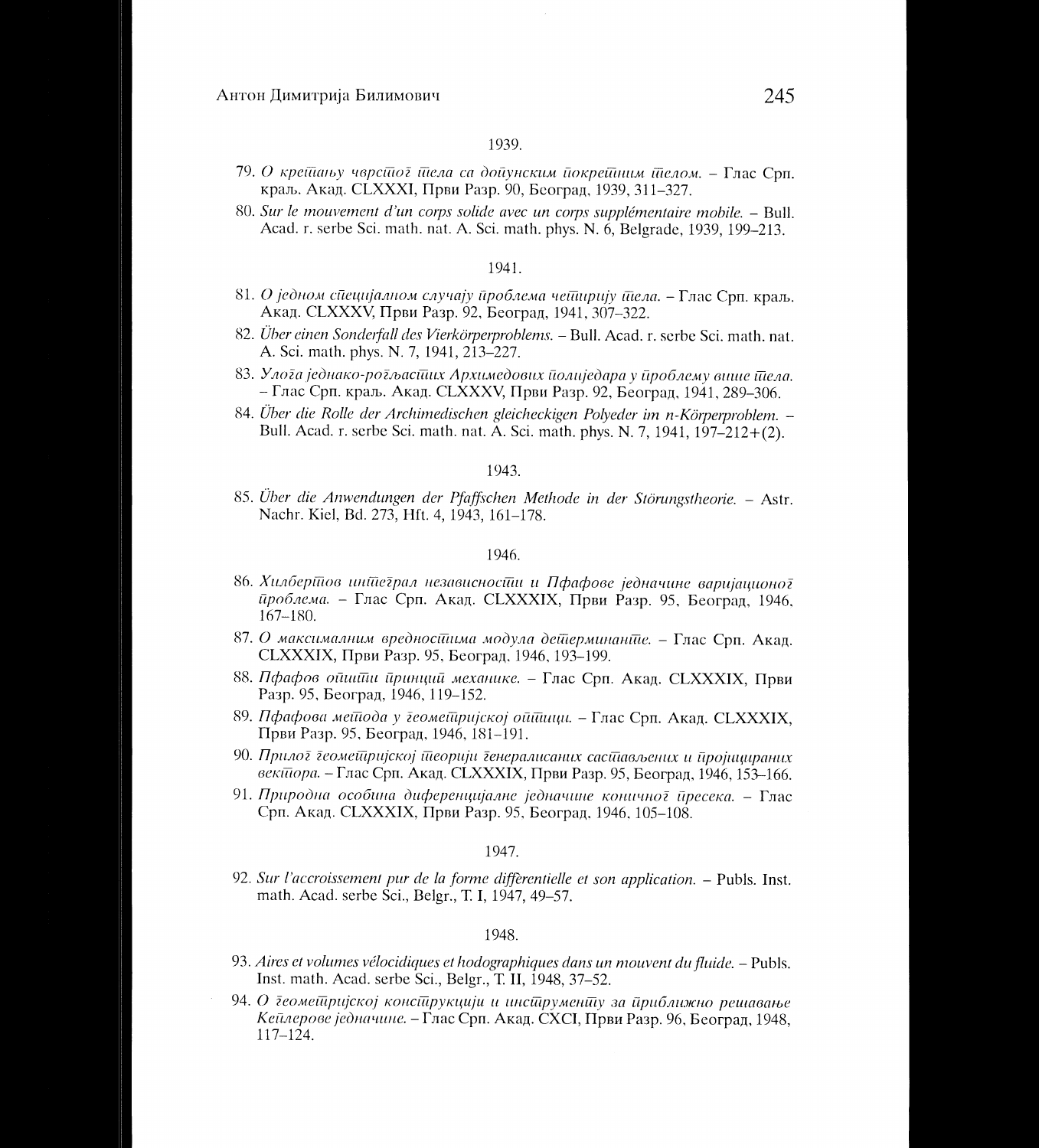1939.

79. *О кретању чврстог тела са допунским покретним телом.* – Глас Срп. краљ. Акад. CLXXXI, Први Разр. 90, Београд, 1939, 311–327.
80. *Sur le mouvement d'un corps solide avec un corps supplémentaire mobile.* – Bull. Acad. r. serbe Sci. math. nat. A. Sci. math. phys. N. 6, Belgrade, 1939, 199–213.

1941.

81. *О једном специјалном случају проблема четири тела.* – Глас Срп. краљ. Акад. CLXXXV, Први Разр. 92, Београд, 1941, 307–322.
82. *Über einen Sonderfall des Vierkörperproblems.* – Bull. Acad. r. serbe Sci. math. nat. A. Sci. math. phys. N. 7, 1941, 213–227.
83. *Улога једнако-рогљастих Архимедових полиједара у проблему више тела.* – Глас Срп. краљ. Акад. CLXXXV, Први Разр. 92, Београд, 1941, 289–306.
84. *Über die Rolle der Archimedischen gleicheckigen Polyeder im n-Körperproblem.* – Bull. Acad. r. serbe Sci. math. nat. A. Sci. math. phys. N. 7, 1941, 197–212+(2).

1943.

85. *Über die Anwendungen der Pfaffschen Methode in der Störungstheorie.* – Astr. Nachr. Kiel, Bd. 273, Hft. 4, 1943, 161–178.

1946.

86. *Хилбертов интеграл независности и Пфафове једначине варијационог проблема.* – Глас Срп. Акад. CLXXXIX, Први Разр. 95, Београд, 1946, 167–180.
87. *О максималним вредностима модула детерминанте.* – Глас Срп. Акад. CLXXXIX, Први Разр. 95, Београд, 1946, 193–199.
88. *Пфафов општи принцип механике.* – Глас Срп. Акад. CLXXXIX, Први Разр. 95, Београд, 1946, 119–152.
89. *Пфафова метода у геометријској оптици.* – Глас Срп. Акад. CLXXXIX, Први Разр. 95, Београд, 1946, 181–191.
90. *Прилог геометријској теорији генералисаних састављених и пројицираних вектора.* – Глас Срп. Акад. CLXXXIX, Први Разр. 95, Београд, 1946, 153–166.
91. *Природна особина диференцијалне једначине коничног пресека.* – Глас Срп. Акад. CLXXXIX, Први Разр. 95, Београд, 1946, 105–108.

1947.

92. *Sur l'accroissement pur de la forme différentielle et son application.* – Publs. Inst. math. Acad. serbe Sci., Belgr., T. I, 1947, 49–57.

1948.

93. *Aires et volumes vélocidiques et hodographiques dans un mouvent du fluide.* – Publs. Inst. math. Acad. serbe Sci., Belgr., T. II, 1948, 37–52.
94. *О геометријској конструкцији и инструменту за приближно решавање Кеплерове једначине.* – Глас Срп. Акад. CXCI, Први Разр. 96, Београд, 1948, 117–124.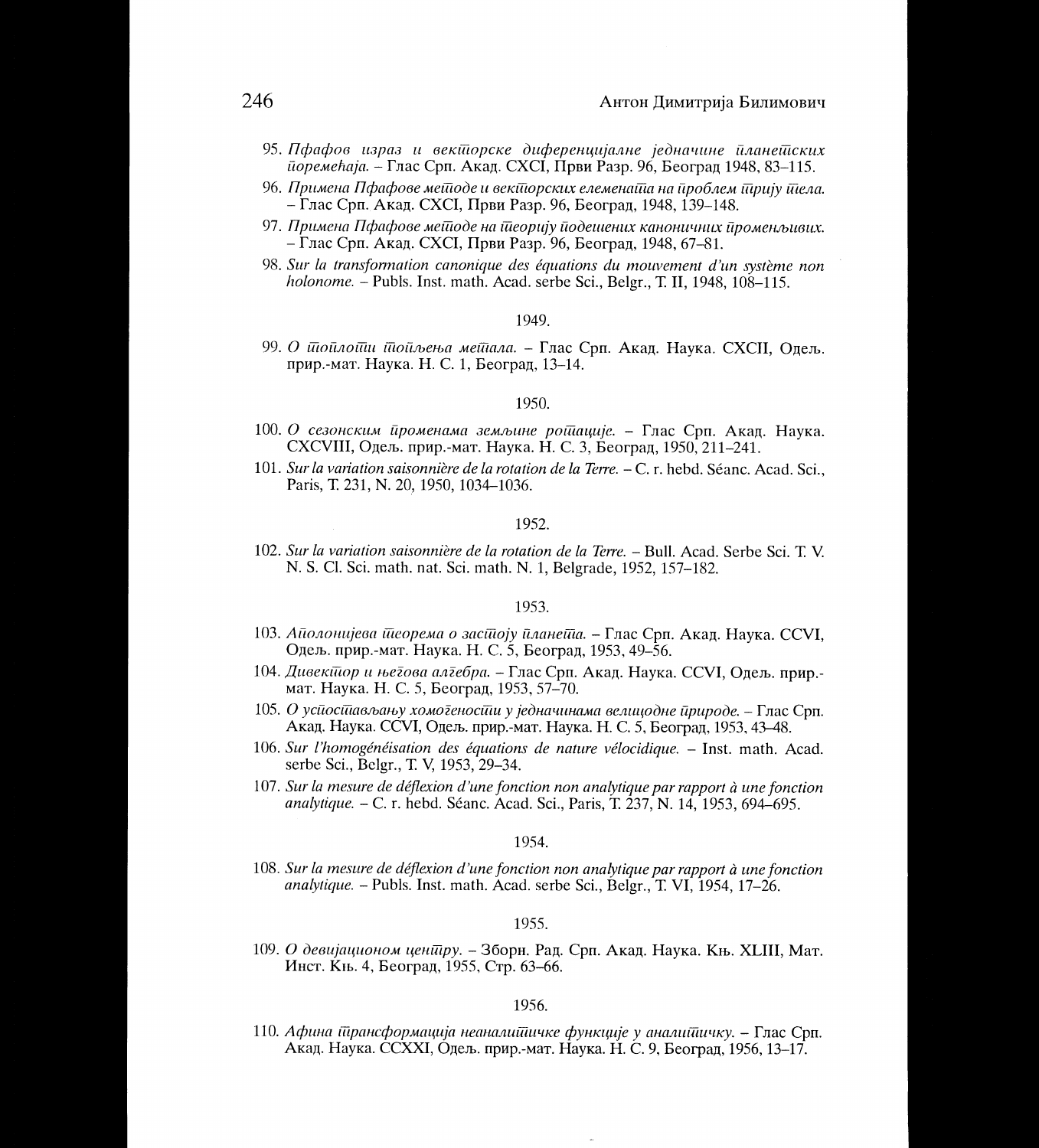95. *Пфафов израз и векторске диференцијалне једначине планетских поремећаја.* – Глас Срп. Акад. CXCI, Први Разр. 96, Београд 1948, 83–115.
96. *Примена Пфафове методе и векторских елемената на проблем трију тела.* – Глас Срп. Акад. CXCI, Први Разр. 96, Београд, 1948, 139–148.
97. *Примена Пфафове методе на теорију подешених каноничних променљивих.* – Глас Срп. Акад. CXCI, Први Разр. 96, Београд, 1948, 67–81.
98. *Sur la transformation canonique des équations du mouvement d'un système non holonome.* – Publs. Inst. math. Acad. serbe Sci., Belgr., T. II, 1948, 108–115.

1949.

99. *О топлоти топљења метала.* – Глас Срп. Акад. Наука. CXCII, Одељ. прир.-мат. Наука. Н. С. 1, Београд, 13–14.

1950.

100. *О сезонским променама земљине ротације.* – Глас Срп. Акад. Наука. CXCVIII, Одељ. прир.-мат. Наука. Н. С. 3, Београд, 1950, 211–241.
101. *Sur la variation saisonnière de la rotation de la Terre.* – C. r. hebd. Séanc. Acad. Sci., Paris, T. 231, N. 20, 1950, 1034–1036.

1952.

102. *Sur la variation saisonnière de la rotation de la Terre.* – Bull. Acad. Serbe Sci. T. V. N. S. Cl. Sci. math. nat. Sci. math. N. 1, Belgrade, 1952, 157–182.

1953.

103. *Аполонијева теорема о застоју планета.* – Глас Срп. Акад. Наука. CCVI, Одељ. прир.-мат. Наука. Н. С. 5, Београд, 1953, 49–56.
104. *Дивектор и његова алгебра.* – Глас Срп. Акад. Наука. CCVI, Одељ. прир.-мат. Наука. Н. С. 5, Београд, 1953, 57–70.
105. *О успостављању хомогености у једначинама велицодне природе.* – Глас Срп. Акад. Наука. CCVI, Одељ. прир.-мат. Наука. Н. С. 5, Београд, 1953, 43–48.
106. *Sur l'homogénéisation des équations de nature vélocidique.* – Inst. math. Acad. serbe Sci., Belgr., T. V, 1953, 29–34.
107. *Sur la mesure de déflexion d'une fonction non analytique par rapport à une fonction analytique.* – C. r. hebd. Séanc. Acad. Sci., Paris, T. 237, N. 14, 1953, 694–695.

1954.

108. *Sur la mesure de déflexion d'une fonction non analytique par rapport à une fonction analytique.* – Publs. Inst. math. Acad. serbe Sci., Belgr., T. VI, 1954, 17–26.

1955.

109. *О девијационом центру.* – Зборн. Рад. Срп. Акад. Наука. Књ. XLIII, Мат. Инст. Књ. 4, Београд, 1955, Стр. 63–66.

1956.

110. *Афина трансформација неаналитичке функције у аналитичку.* – Глас Срп. Акад. Наука. CCXXI, Одељ. прир.-мат. Наука. Н. С. 9, Београд, 1956, 13–17.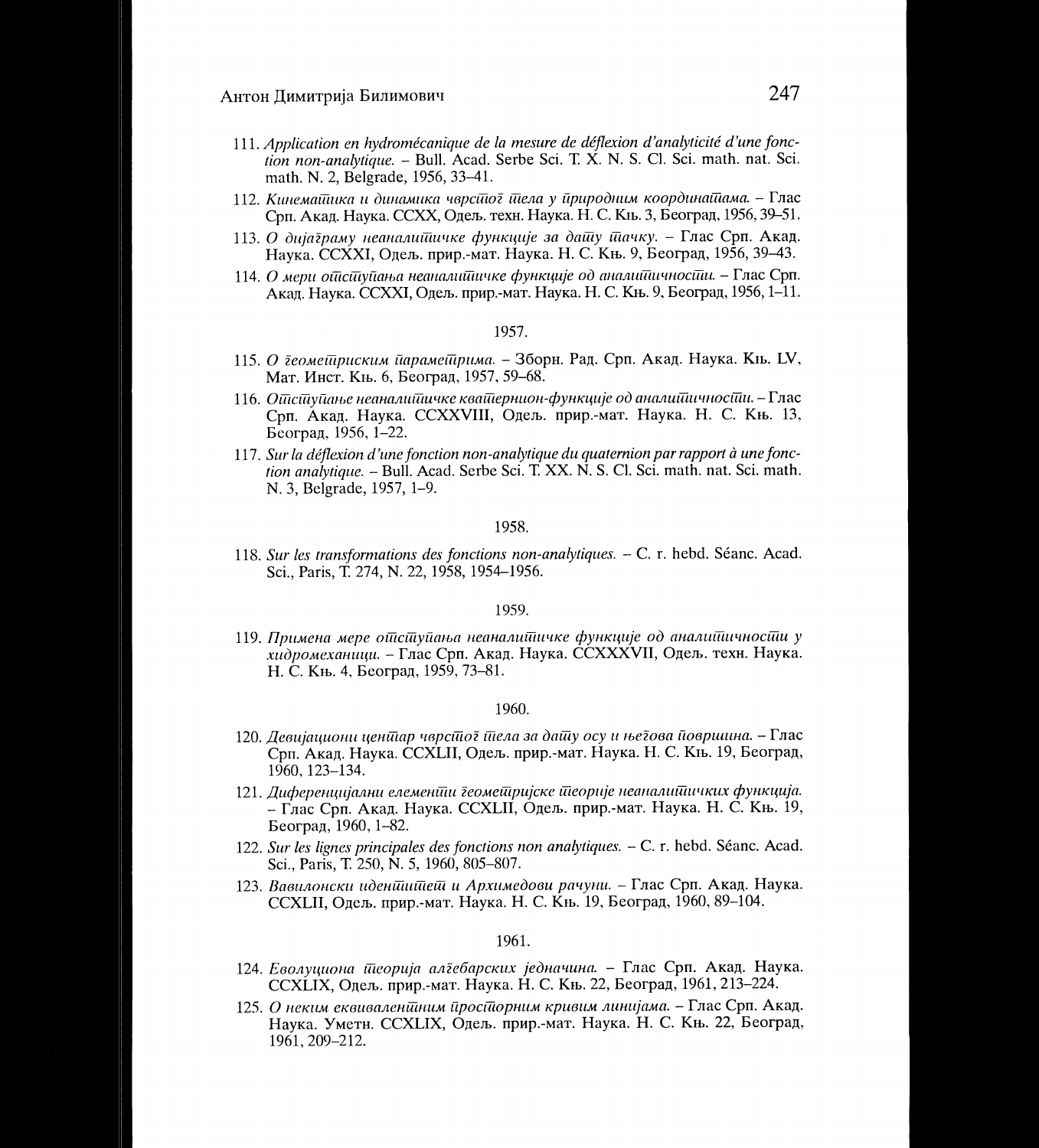111. *Application en hydromécanique de la mesure de déflexion d'analyticité d'une fonction non-analytique.* – Bull. Acad. Serbe Sci. T. X. N. S. Cl. Sci. math. nat. Sci. math. N. 2, Belgrade, 1956, 33–41.

112. *Кинематика и динамика чврстог тела у природним координатама.* – Глас Срп. Акад. Наука. CCXX, Одељ. техн. Наука. Н. С. Књ. 3, Београд, 1956, 39–51.

113. *О дијаграму неаналитичке функције за дату тачку.* – Глас Срп. Акад. Наука. CCXXI, Одељ. прир.-мат. Наука. Н. С. Књ. 9, Београд, 1956, 39–43.

114. *О мери отступања неаналитичке функције од аналитичности.* – Глас Срп. Акад. Наука. CCXXI, Одељ. прир.-мат. Наука. Н. С. Књ. 9, Београд, 1956, 1–11.

1957.

115. *О геометриским параметрима.* – Зборн. Рад. Срп. Акад. Наука. Књ. LV, Мат. Инст. Књ. 6, Београд, 1957, 59–68.

116. *Отступање неаналитичке кватернион-функције од аналитичности.* – Глас Срп. Акад. Наука. CCXXVIII, Одељ. прир.-мат. Наука. Н. С. Књ. 13, Београд, 1956, 1–22.

117. *Sur la déflexion d'une fonction non-analytique du quaternion par rapport à une fonction analytique.* – Bull. Acad. Serbe Sci. T. XX. N. S. Cl. Sci. math. nat. Sci. math. N. 3, Belgrade, 1957, 1–9.

1958.

118. *Sur les transformations des fonctions non-analytiques.* – C. r. hebd. Séanc. Acad. Sci., Paris, T. 274, N. 22, 1958, 1954–1956.

1959.

119. *Примена мере отступања неаналитичке функције од аналитичности у хидромеханици.* – Глас Срп. Акад. Наука. CCXXXVII, Одељ. техн. Наука. Н. С. Књ. 4, Београд, 1959, 73–81.

1960.

120. *Девијациони центар чврстог тела за дату осу и његова површина.* – Глас Срп. Акад. Наука. CCXLII, Одељ. прир.-мат. Наука. Н. С. Књ. 19, Београд, 1960, 123–134.

121. *Диференцијални елементи геометријске теорије неаналитичких функција.* – Глас Срп. Акад. Наука. CCXLII, Одељ. прир.-мат. Наука. Н. С. Књ. 19, Београд, 1960, 1–82.

122. *Sur les lignes principales des fonctions non analytiques.* – C. r. hebd. Séanc. Acad. Sci., Paris, T. 250, N. 5, 1960, 805–807.

123. *Вавилонски идентитет и Архимедови рачуни.* – Глас Срп. Акад. Наука. CCXLII, Одељ. прир.-мат. Наука. Н. С. Књ. 19, Београд, 1960, 89–104.

1961.

124. *Еволуциона теорија алгебарских једначина.* – Глас Срп. Акад. Наука. CCXLIX, Одељ. прир.-мат. Наука. Н. С. Књ. 22, Београд, 1961, 213–224.

125. *О неким еквивалентним просторним кривим линијама.* – Глас Срп. Акад. Наука. Уметн. CCXLIX, Одељ. прир.-мат. Наука. Н. С. Књ. 22, Београд, 1961, 209–212.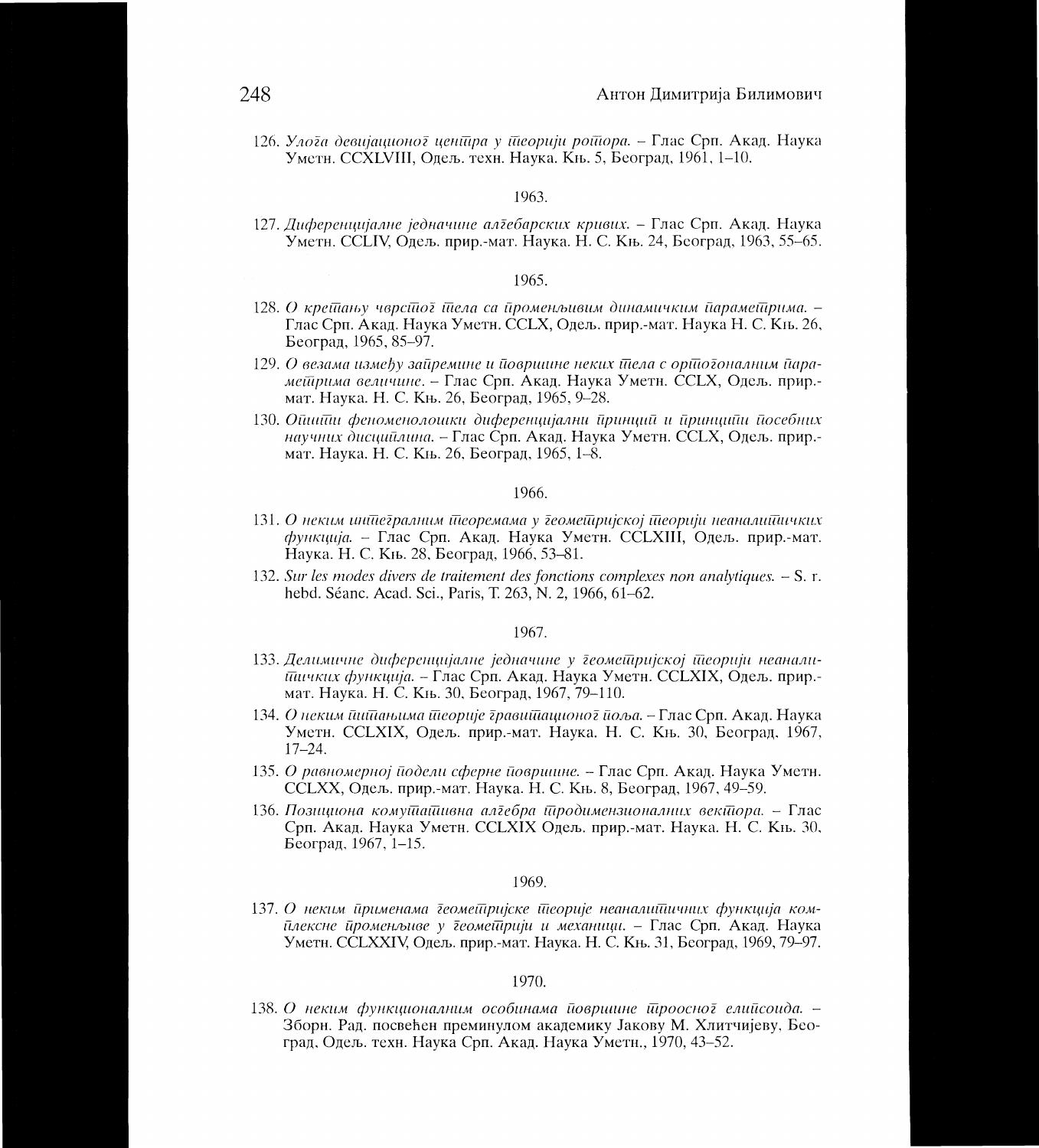126. *Улога девијационог центра у теорији ротора.* – Глас Срп. Акад. Наука Уметн. CCXLVIII, Одељ. техн. Наука. Књ. 5, Београд, 1961, 1–10.

1963.

127. *Диференцијалне једначине алгебарских кривих.* – Глас Срп. Акад. Наука Уметн. CCLIV, Одељ. прир.-мат. Наука. Н. С. Књ. 24, Београд, 1963, 55–65.

1965.

128. *О кретању чврстог тела са променљивим динамичким параметрима.* – Глас Срп. Акад. Наука Уметн. CCLX, Одељ. прир.-мат. Наука Н. С. Књ. 26, Београд, 1965, 85–97.

129. *О везама између запремине и површине неких тела с ортогоналним параметрима величине.* – Глас Срп. Акад. Наука Уметн. CCLX, Одељ. прир.-мат. Наука. Н. С. Књ. 26, Београд, 1965, 9–28.

130. *Општи феноменолошки диференцијални принцип и принципи посебних научних дисциплина.* – Глас Срп. Акад. Наука Уметн. CCLX, Одељ. прир.-мат. Наука. Н. С. Књ. 26, Београд, 1965, 1–8.

1966.

131. *О неким интегралним теоремама у геометријској теорији неаналитичких функција.* – Глас Срп. Акад. Наука Уметн. CCLXIII, Одељ. прир.-мат. Наука. Н. С. Књ. 28, Београд, 1966, 53–81.

132. *Sur les modes divers de traitement des fonctions complexes non analytiques.* – S. r. hebd. Séanc. Acad. Sci., Paris, T. 263, N. 2, 1966, 61–62.

1967.

133. *Делимичне диференцијалне једначине у геометријској теорији неаналитичких функција.* – Глас Срп. Акад. Наука Уметн. CCLXIX, Одељ. прир.-мат. Наука. Н. С. Књ. 30, Београд, 1967, 79–110.

134. *О неким питањима теорије гравитационог поља.* – Глас Срп. Акад. Наука Уметн. CCLXIX, Одељ. прир.-мат. Наука. Н. С. Књ. 30, Београд, 1967, 17–24.

135. *О равномерној подели сферне површине.* – Глас Срп. Акад. Наука Уметн. CCLXX, Одељ. прир.-мат. Наука. Н. С. Књ. 8, Београд, 1967, 49–59.

136. *Позициона комутативна алгебра тродимензионалних вектора.* – Глас Срп. Акад. Наука Уметн. CCLXIX Одељ. прир.-мат. Наука. Н. С. Књ. 30, Београд, 1967, 1–15.

1969.

137. *О неким применама геометријске теорије неаналитичних функција комплексне променљиве у геометрији и механици.* – Глас Срп. Акад. Наука Уметн. CCLXXIV, Одељ. прир.-мат. Наука. Н. С. Књ. 31, Београд, 1969, 79–97.

1970.

138. *О неким функционалним особинама површине троосног елипсоида.* – Зборн. Рад. посвећен преминулом академику Јакову М. Хлитчијеву, Београд, Одељ. техн. Наука Срп. Акад. Наука Уметн., 1970, 43–52.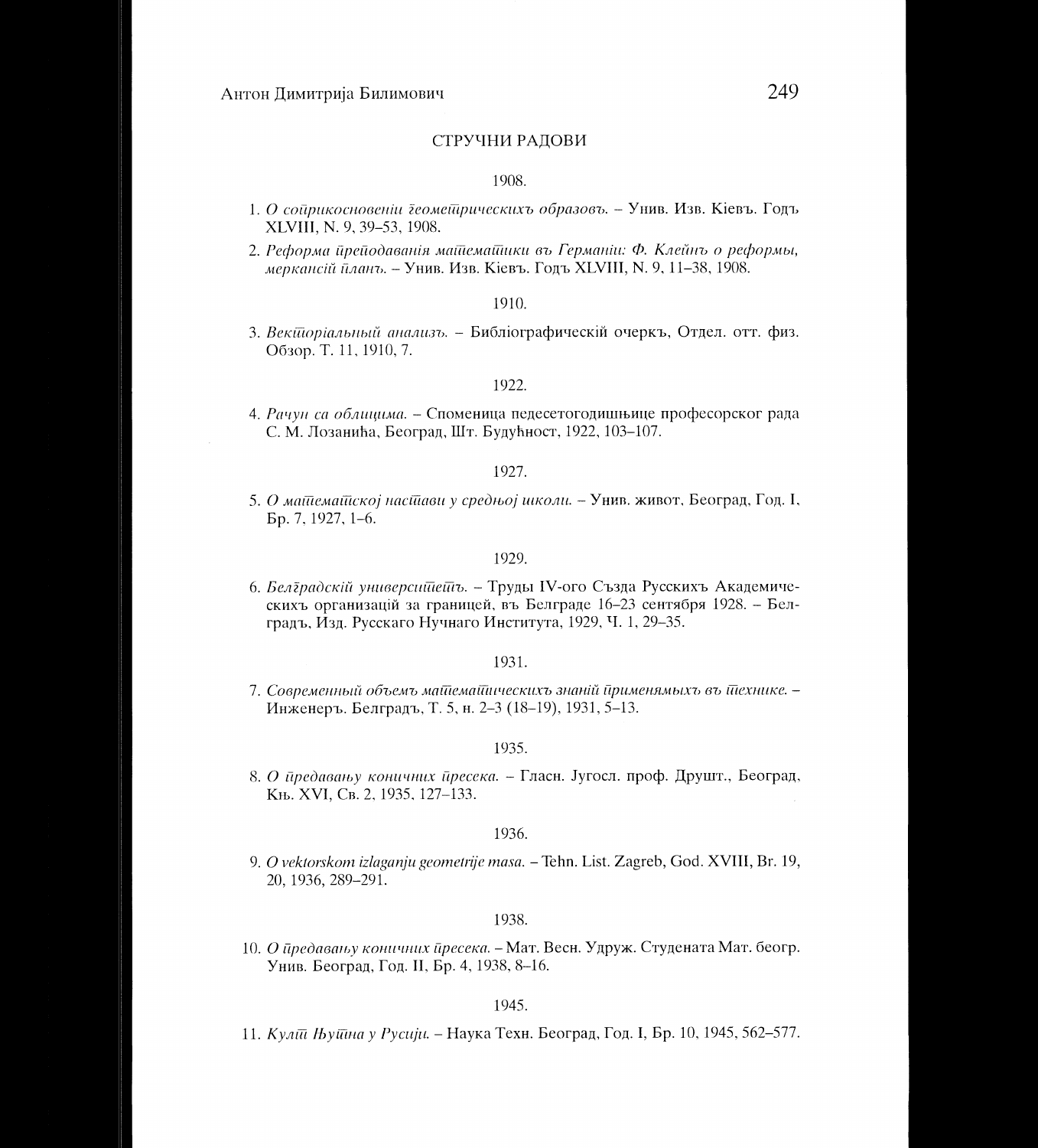## СТРУЧНИ РАДОВИ

1908.

1. *О соприкосновеніи геометрическихъ образовъ.* – Унив. Изв. Кіевъ. Годъ XLVIII, N. 9, 39–53, 1908.
2. *Реформа преподаванія математики въ Германіи: Ф. Клейнъ о реформы, меркансій планъ.* – Унив. Изв. Кіевъ. Годъ XLVIII, N. 9, 11–38, 1908.

1910.

3. *Векторіальный анализъ.* – Библіографическій очеркъ, Отдел. отт. физ. Обзор. Т. 11, 1910, 7.

1922.

4. *Рачун са облицима.* – Споменица педесетогодишњице професорског рада С. М. Лозанића, Београд, Шт. Будућност, 1922, 103–107.

1927.

5. *О математској настави у средњој школи.* – Унив. живот, Београд, Год. I, Бр. 7, 1927, 1–6.

1929.

6. *Белградскій университетъ.* – Труды IV-ого Създа Русскихъ Академическихъ организацій за границей, въ Белграде 16–23 сентября 1928. – Белградъ, Изд. Русскаго Нучнаго Института, 1929, Ч. 1, 29–35.

1931.

7. *Современный объемъ математическихъ знаній применямыхъ въ технике.* – Инженеръ. Белградъ, Т. 5, н. 2–3 (18–19), 1931, 5–13.

1935.

8. *О предавању коничних пресека.* – Гласн. Југосл. проф. Друшт., Београд, Књ. XVI, Св. 2, 1935, 127–133.

1936.

9. *O vektorskom izlaganju geometrije masa.* – Tehn. List. Zagreb, God. XVIII, Br. 19, 20, 1936, 289–291.

1938.

10. *О предавању коничних пресека.* – Мат. Весн. Удруж. Студената Мат. беогр. Унив. Београд, Год. II, Бр. 4, 1938, 8–16.

1945.

11. *Култ Њутна у Русији.* – Наука Техн. Београд, Год. I, Бр. 10, 1945, 562–577.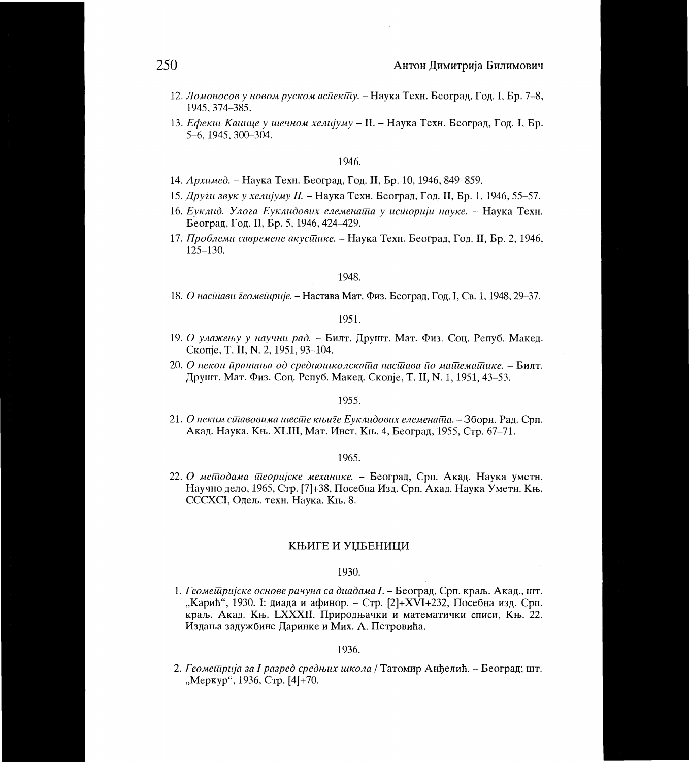12. *Ломоносов у новом руском аспекту.* – Наука Техн. Београд, Год. I, Бр. 7–8, 1945, 374–385.
13. *Ефекти Капице у течном хелијуму – II.* – Наука Техн. Београд, Год. I, Бр. 5–6, 1945, 300–304.

1946.

14. *Архимед.* – Наука Техн. Београд, Год. II, Бр. 10, 1946, 849–859.
15. *Други звук у хелијуму II.* – Наука Техн. Београд, Год. II, Бр. 1, 1946, 55–57.
16. *Еуклид. Улога Еуклидових елемената у историји науке.* – Наука Техн. Београд, Год. II, Бр. 5, 1946, 424–429.
17. *Проблеми савремене акустике.* – Наука Техн. Београд, Год. II, Бр. 2, 1946, 125–130.

1948.

18. *О настави геометрије.* – Настава Мат. Физ. Београд, Год. I, Св. 1, 1948, 29–37.

1951.

19. *О улажењу у научни рад.* – Билт. Друшт. Мат. Физ. Соц. Репуб. Макед. Скопје, Т. II, N. 2, 1951, 93–104.
20. *О некои прашања од средношколската настава по математике.* – Билт. Друшт. Мат. Физ. Соц. Репуб. Макед. Скопје, Т. II, N. 1, 1951, 43–53.

1955.

21. *О неким ставовима шесте књиге Еуклидових елемената.* – Зборн. Рад. Срп. Акад. Наука. Књ. XLIII, Мат. Инст. Књ. 4, Београд, 1955, Стр. 67–71.

1965.

22. *О методама теоријске механике.* – Београд, Срп. Акад. Наука уметн. Научно дело, 1965, Стр. [7]+38, Посебна Изд. Срп. Акад. Наука Уметн. Књ. CCCXCI, Одељ. техн. Наука. Књ. 8.

## КЊИГЕ И УЏБЕНИЦИ

1930.

1. *Геометријске основе рачуна са диадама I.* – Београд, Срп. краљ. Акад., шт. „Карић", 1930. I: диада и афинор. – Стр. [2]+XVI+232, Посебна изд. Срп. краљ. Акад. Књ. LXXXII. Природњачки и математички списи, Књ. 22. Издања задужбине Даринке и Мих. А. Петровића.

1936.

2. *Геометрија за I разред средњих школа* / Татомир Анђелић. – Београд; шт. „Меркур", 1936, Стр. [4]+70.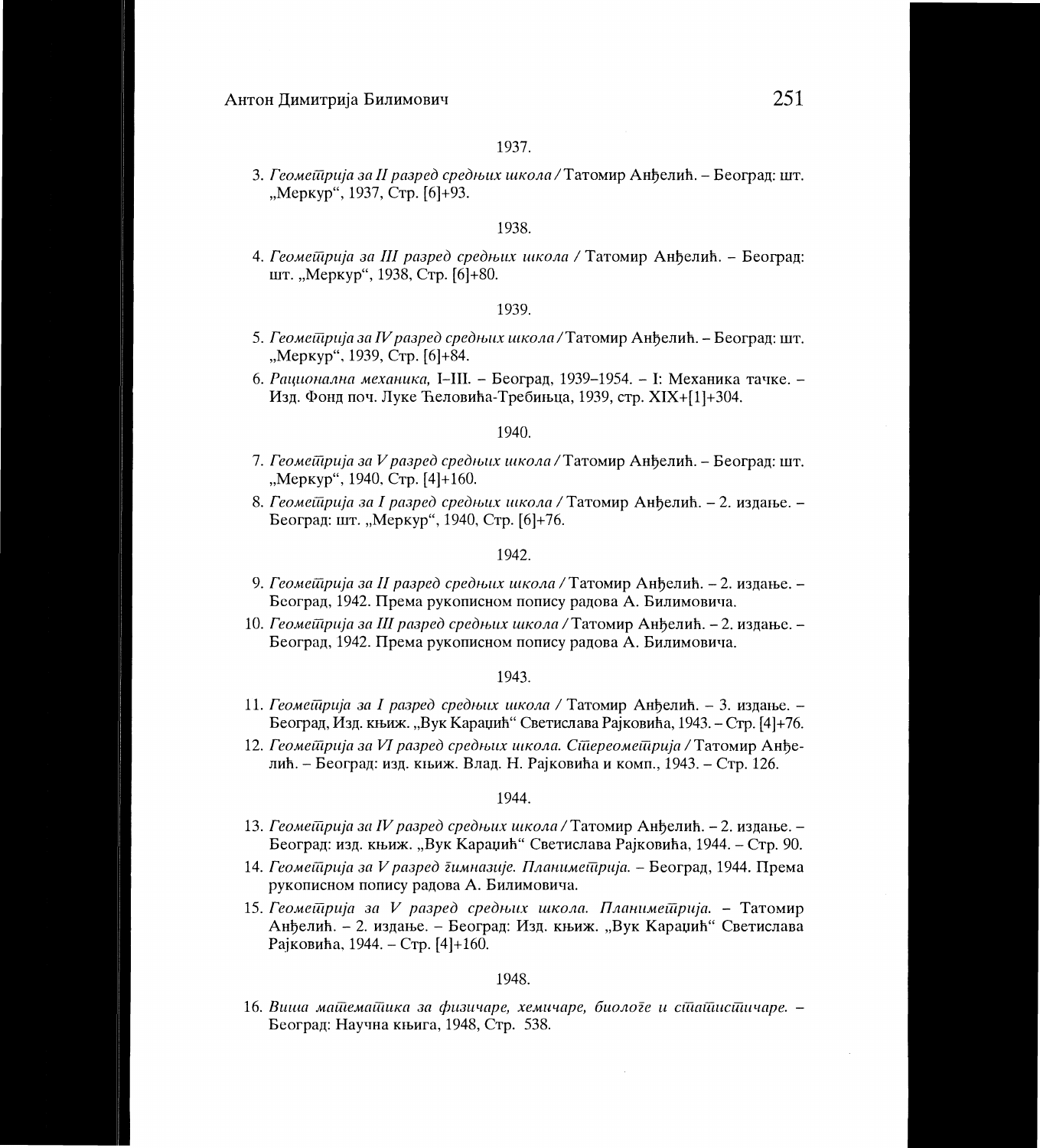1937.

3. *Геометрија за II разред средњих школа* / Татомир Анђелић. – Београд: шт. „Меркур“, 1937, Стр. [6]+93.

1938.

4. *Геометрија за III разред средњих школа* / Татомир Анђелић. – Београд: шт. „Меркур“, 1938, Стр. [6]+80.

1939.

5. *Геометрија за IV разред средњих школа* / Татомир Анђелић. – Београд: шт. „Меркур“, 1939, Стр. [6]+84.
6. *Рационална механика,* I–III. – Београд, 1939–1954. – I: Механика тачке. – Изд. Фонд поч. Луке Ћеловића-Требињца, 1939, стр. XIX+[1]+304.

1940.

7. *Геометрија за V разред средњих школа* / Татомир Анђелић. – Београд: шт. „Меркур“, 1940, Стр. [4]+160.
8. *Геометрија за I разред средњих школа* / Татомир Анђелић. – 2. издање. – Београд: шт. „Меркур“, 1940, Стр. [6]+76.

1942.

9. *Геометрија за II разред средњих школа* / Татомир Анђелић. – 2. издање. – Београд, 1942. Према рукописном попису радова А. Билимовича.
10. *Геометрија за III разред средњих школа* / Татомир Анђелић. – 2. издање. – Београд, 1942. Према рукописном попису радова А. Билимовича.

1943.

11. *Геометрија за I разред средњих школа* / Татомир Анђелић. – 3. издање. – Београд, Изд. књиж. „Вук Караџић“ Светислава Рајковића, 1943. – Стр. [4]+76.
12. *Геометрија за VI разред средњих школа. Стереометрија* / Татомир Анђелић. – Београд: изд. књиж. Влад. Н. Рајковића и комп., 1943. – Стр. 126.

1944.

13. *Геометрија за IV разред средњих школа* / Татомир Анђелић. – 2. издање. – Београд: изд. књиж. „Вук Караџић“ Светислава Рајковића, 1944. – Стр. 90.
14. *Геометрија за V разред гимназије. Планиметрија.* – Београд, 1944. Према рукописном попису радова А. Билимовича.
15. *Геометрија за V разред средњих школа. Планиметрија.* – Татомир Анђелић. – 2. издање. – Београд: Изд. књиж. „Вук Караџић“ Светислава Рајковића, 1944. – Стр. [4]+160.

1948.

16. *Виша математика за физичаре, хемичаре, биологе и статистичаре.* – Београд: Научна књига, 1948, Стр. 538.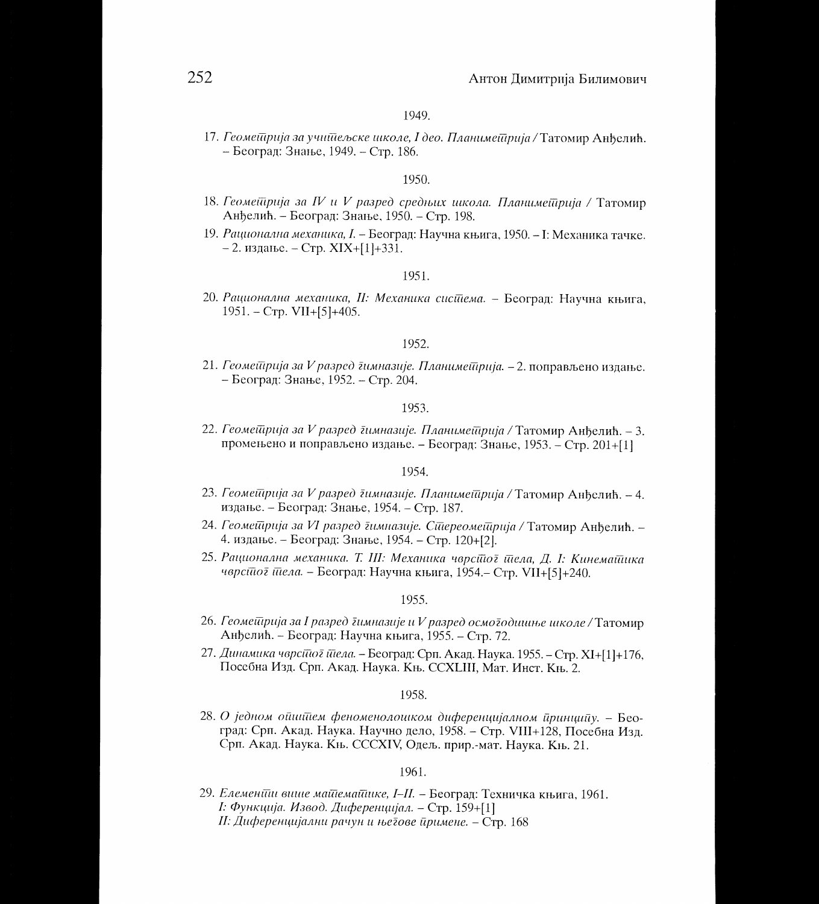1949.

17. *Геометрија за учитељске школе, I део. Планиметрија* / Татомир Анђелић. – Београд: Знање, 1949. – Стр. 186.

1950.

18. *Геометрија за IV и V разред средњих школа. Планиметрија* / Татомир Анђелић. – Београд: Знање, 1950. – Стр. 198.
19. *Рационална механика, I.* – Београд: Научна књига, 1950. – I: Механика тачке. – 2. издање. – Стр. XIX+[1]+331.

1951.

20. *Рационална механика, II: Механика система.* – Београд: Научна књига, 1951. – Стр. VII+[5]+405.

1952.

21. *Геометрија за V разред гимназије. Планиметрија.* – 2. поправљено издање. – Београд: Знање, 1952. – Стр. 204.

1953.

22. *Геометрија за V разред гимназије. Планиметрија* / Татомир Анђелић. – 3. промењено и поправљено издање. – Београд: Знање, 1953. – Стр. 201+[1]

1954.

23. *Геометрија за V разред гимназије. Планиметрија* / Татомир Анђелић. – 4. издање. – Београд: Знање, 1954. – Стр. 187.
24. *Геометрија за VI разред гимназије. Стереометрија* / Татомир Анђелић. – 4. издање. – Београд: Знање, 1954. – Стр. 120+[2].
25. *Рационална механика. Т. III: Механика чврстог тела, Д. I: Кинематика чврстог тела.* – Београд: Научна књига, 1954.– Стр. VII+[5]+240.

1955.

26. *Геометрија за I разред гимназије и V разред осмогодишње школе* / Татомир Анђелић. – Београд: Научна књига, 1955. – Стр. 72.
27. *Динамика чврстог тела.* – Београд: Срп. Акад. Наука. 1955. – Стр. XI+[1]+176, Посебна Изд. Срп. Акад. Наука. Књ. CCXLIII, Мат. Инст. Књ. 2.

1958.

28. *О једном општем феноменолошком диференцијалном принципу.* – Београд: Срп. Акад. Наука. Научно дело, 1958. – Стр. VIII+128, Посебна Изд. Срп. Акад. Наука. Књ. CCCXIV, Одељ. прир.-мат. Наука. Књ. 21.

1961.

29. *Елементи више математике, I–II.* – Београд: Техничка књига, 1961.
    *I: Функција. Извод. Диференцијал.* – Стр. 159+[1]
    *II: Диференцијални рачун и његове примене.* – Стр. 168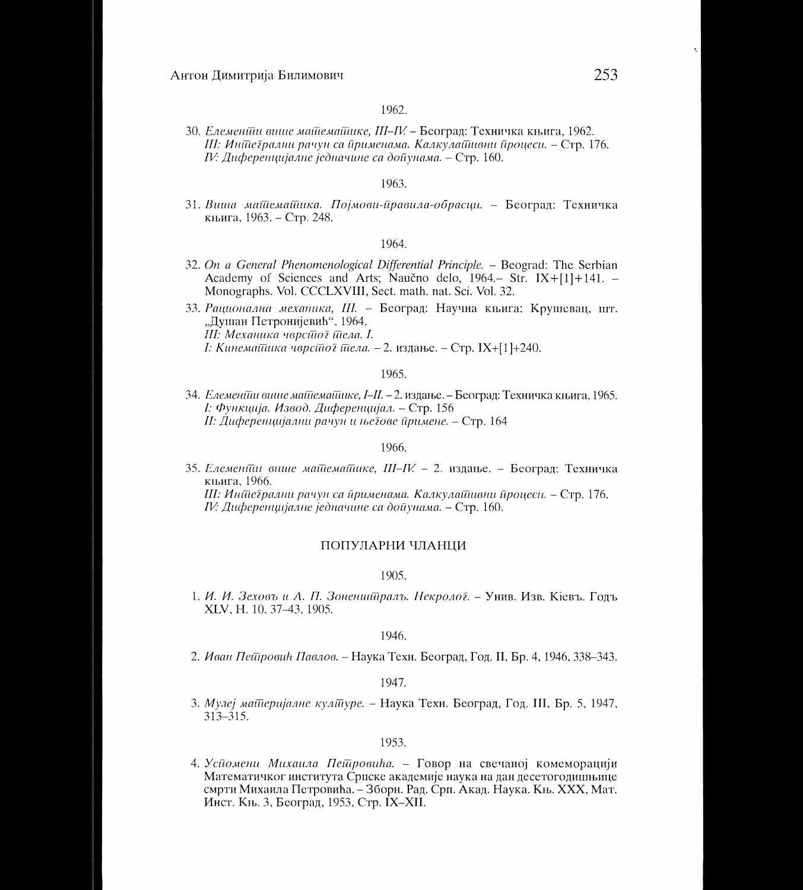1962.

30. *Елементи више математике, III–IV.* – Београд: Техничка књига, 1962.
 *III: Интегрални рачун са применама. Калкулативни процеси.* – Стр. 176.
 *IV: Диференцијалне једначине са допунама.* – Стр. 160.

1963.

31. *Виша математика. Појмови-правила-обрасци.* – Београд: Техничка књига, 1963. – Стр. 248.

1964.

32. *On a General Phenomenological Differential Principle.* – Beograd: The Serbian Academy of Sciences and Arts; Naučno delo, 1964.– Str. IX+[1]+141. – Monographs. Vol. CCCLXVIII, Sect. math. nat. Sci. Vol. 32.

33. *Рационална механика, III.* – Београд: Научна књига; Крушевац, шт. „Душан Петронијевић“, 1964.
 *III: Механика чврстог тела. I.*
 *I: Кинематика чврстог тела.* – 2. издање. – Стр. IX+[1]+240.

1965.

34. *Елементи више математике, I–II.* – 2. издање. – Београд: Техничка књига, 1965.
 *I: Функција. Извод. Диференцијал.* – Стр. 156
 *II: Диференцијални рачун и његове примене.* – Стр. 164

1966.

35. *Елементи више математике, III–IV.* – 2. издање. – Београд: Техничка књига, 1966.
 *III: Интегрални рачун са применама. Калкулативни процеси.* – Стр. 176.
 *IV: Диференцијалне једначине са допунама.* – Стр. 160.

## ПОПУЛАРНИ ЧЛАНЦИ

1905.

1. *И. И. Зеховъ и А. П. Зоненштралъ. Некролог.* – Унив. Изв. Кіевъ. Годъ XLV, Н. 10, 37–43, 1905.

1946.

2. *Иван Петровић Павлов.* – Наука Техн. Београд, Год. II, Бр. 4, 1946, 338–343.

1947.

3. *Музеј материјалне културе.* – Наука Техн. Београд, Год. III, Бр. 5, 1947, 313–315.

1953.

4. *Успомени Михаила Петровића.* – Говор на свечаној комеморацији Математичког института Српске академије наука на дан десетогодишњице смрти Михаила Петровића. – Зборн. Рад. Срп. Акад. Наука. Књ. XXX, Мат. Инст. Књ. 3, Београд, 1953, Стр. IX–XII.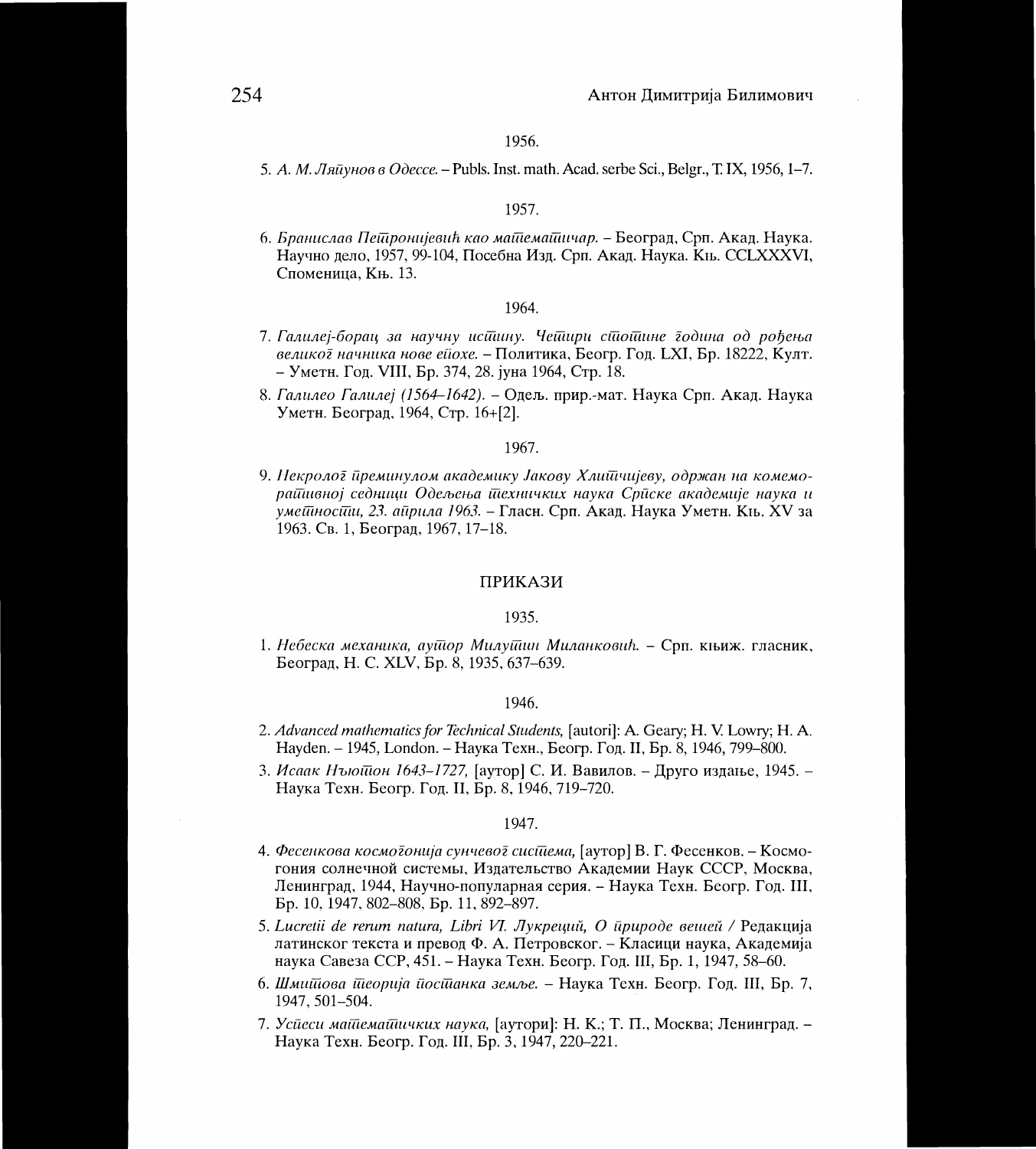1956.

5. *А. М. Ляпунов в Одессе.* – Publs. Inst. math. Acad. serbe Sci., Belgr., T. IX, 1956, 1–7.

1957.

6. *Бранислав Петронијевић као математичар.* – Београд, Срп. Акад. Наука. Научно дело, 1957, 99-104, Посебна Изд. Срп. Акад. Наука. Књ. CCLXXXVI, Споменица, Књ. 13.

1964.

7. *Галилеј-борац за научну истину. Четири стотине година од рођења великог начника нове епохе.* – Политика, Беогр. Год. LXI, Бр. 18222, Култ. – Уметн. Год. VIII, Бр. 374, 28. јуна 1964, Стр. 18.
8. *Галилео Галилеј (1564–1642).* – Одељ. прир.-мат. Наука Срп. Акад. Наука Уметн. Београд, 1964, Стр. 16+[2].

1967.

9. *Некролог преминулом академику Јакову Хлитчијеву, одржан на комеморативној седници Одељења техничких наука Српске академије наука и уметности, 23. априла 1963.* – Гласн. Срп. Акад. Наука Уметн. Књ. XV за 1963. Св. 1, Београд, 1967, 17–18.

## ПРИКАЗИ

1935.

1. *Небеска механика, аутор Милутин Миланковић.* – Срп. књиж. гласник, Београд, Н. С. XLV, Бр. 8, 1935, 637–639.

1946.

2. *Advanced mathematics for Technical Students,* [autori]: A. Geary; H. V. Lowry; H. A. Hayden. – 1945, London. – Наука Техн., Беогр. Год. II, Бр. 8, 1946, 799–800.
3. *Исаак Ньютон 1643–1727,* [аутор] С. И. Вавилов. – Друго издање, 1945. – Наука Техн. Беогр. Год. II, Бр. 8, 1946, 719–720.

1947.

4. *Фесенкова космогонија сунчевог система,* [аутор] В. Г. Фесенков. – Космогония солнечной системы, Издательство Академии Наук СССР, Москва, Ленинград, 1944, Научно-популярная серия. – Наука Техн. Беогр. Год. III, Бр. 10, 1947, 802–808, Бр. 11, 892–897.
5. *Lucretii de rerum natura, Libri VI. Лукреций, О природе вещей* / Редакција латинског текста и превод Ф. А. Петровског. – Класици наука, Академија наука Савеза ССР, 451. – Наука Техн. Беогр. Год. III, Бр. 1, 1947, 58–60.
6. *Шмитова теорија постанка земље.* – Наука Техн. Беогр. Год. III, Бр. 7, 1947, 501–504.
7. *Успеси математичких наука,* [аутори]: Н. К.; Т. П., Москва; Ленинград. – Наука Техн. Беогр. Год. III, Бр. 3, 1947, 220–221.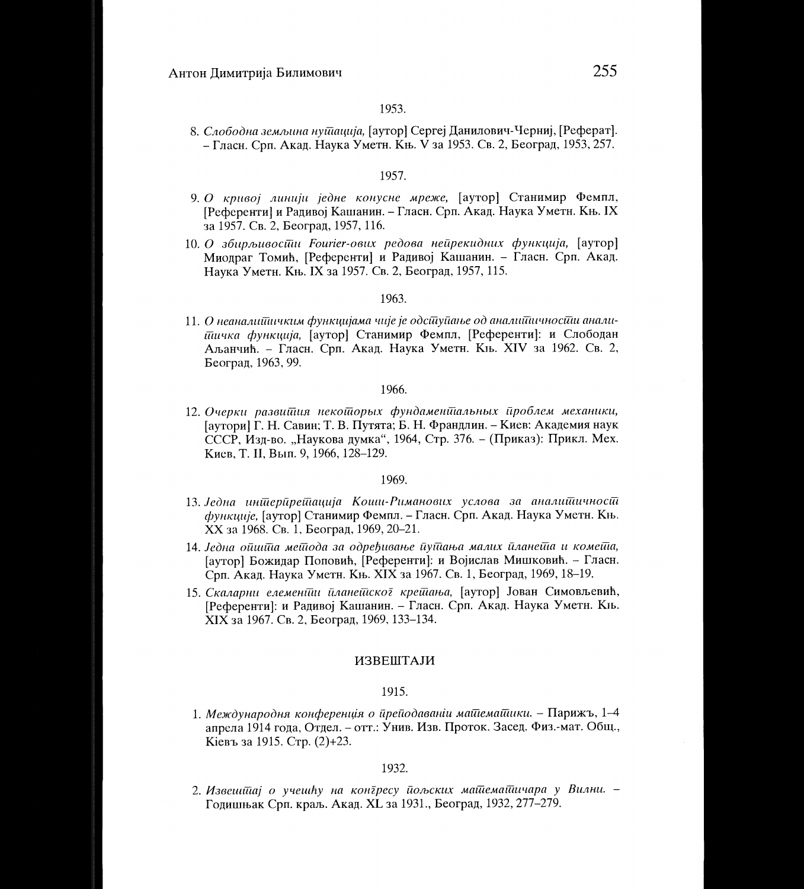1953.

8. *Слободна земљина нутација,* [аутор] Сергеј Данилович-Черниј, [Реферат]. – Гласн. Срп. Акад. Наука Уметн. Књ. V за 1953. Св. 2, Београд, 1953, 257.

1957.

9. *О кривој линији једне конусне мреже,* [аутор] Станимир Фемпл, [Референти] и Радивој Кашанин. – Гласн. Срп. Акад. Наука Уметн. Књ. IX за 1957. Св. 2, Београд, 1957, 116.

10. *О збирљивости Fourier-ових редова непрекидних функција,* [аутор] Миодраг Томић, [Референти] и Радивој Кашанин. – Гласн. Срп. Акад. Наука Уметн. Књ. IX за 1957. Св. 2, Београд, 1957, 115.

1963.

11. *О неаналитичким функцијама чије је одступање од аналитичности аналитичка функција,* [аутор] Станимир Фемпл, [Референти]: и Слободан Аљанчић. – Гласн. Срп. Акад. Наука Уметн. Књ. XIV за 1962. Св. 2, Београд, 1963, 99.

1966.

12. *Очерки развития некоторых фундаментальных проблем механики,* [аутори] Г. Н. Савин; Т. В. Путята; Б. Н. Франдлин. – Киев: Академия наук СССР, Изд-во. „Наукова думка“, 1964, Стр. 376. – (Приказ): Прикл. Мех. Киев, Т. II, Вып. 9, 1966, 128–129.

1969.

13. *Једна интерпретација Коши-Римановиx услова за аналитичност функције,* [аутор] Станимир Фемпл. – Гласн. Срп. Акад. Наука Уметн. Књ. XX за 1968. Св. 1, Београд, 1969, 20–21.

14. *Једна општа метода за одређивање путања малих планета и комета,* [аутор] Божидар Поповић, [Референти]: и Војислав Мишковић. – Гласн. Срп. Акад. Наука Уметн. Књ. XIX за 1967. Св. 1, Београд, 1969, 18–19.

15. *Скаларни елементи планетског кретања,* [аутор] Јован Симовљевић, [Референти]: и Радивој Кашанин. – Гласн. Срп. Акад. Наука Уметн. Књ. XIX за 1967. Св. 2, Београд, 1969, 133–134.

## ИЗВЕШТАЈИ

1915.

1. *Международня конференція о преподаваніи математики.* – Парижъ, 1–4 апрела 1914 года, Отдел. – отт.: Унив. Изв. Проток. Засед. Физ.-мат. Общ., Кіевъ за 1915. Стр. (2)+23.

1932.

2. *Извештај о учешћу на конгресу пољских математичара у Вилни.* – Годишњак Срп. краљ. Акад. XL за 1931., Београд, 1932, 277–279.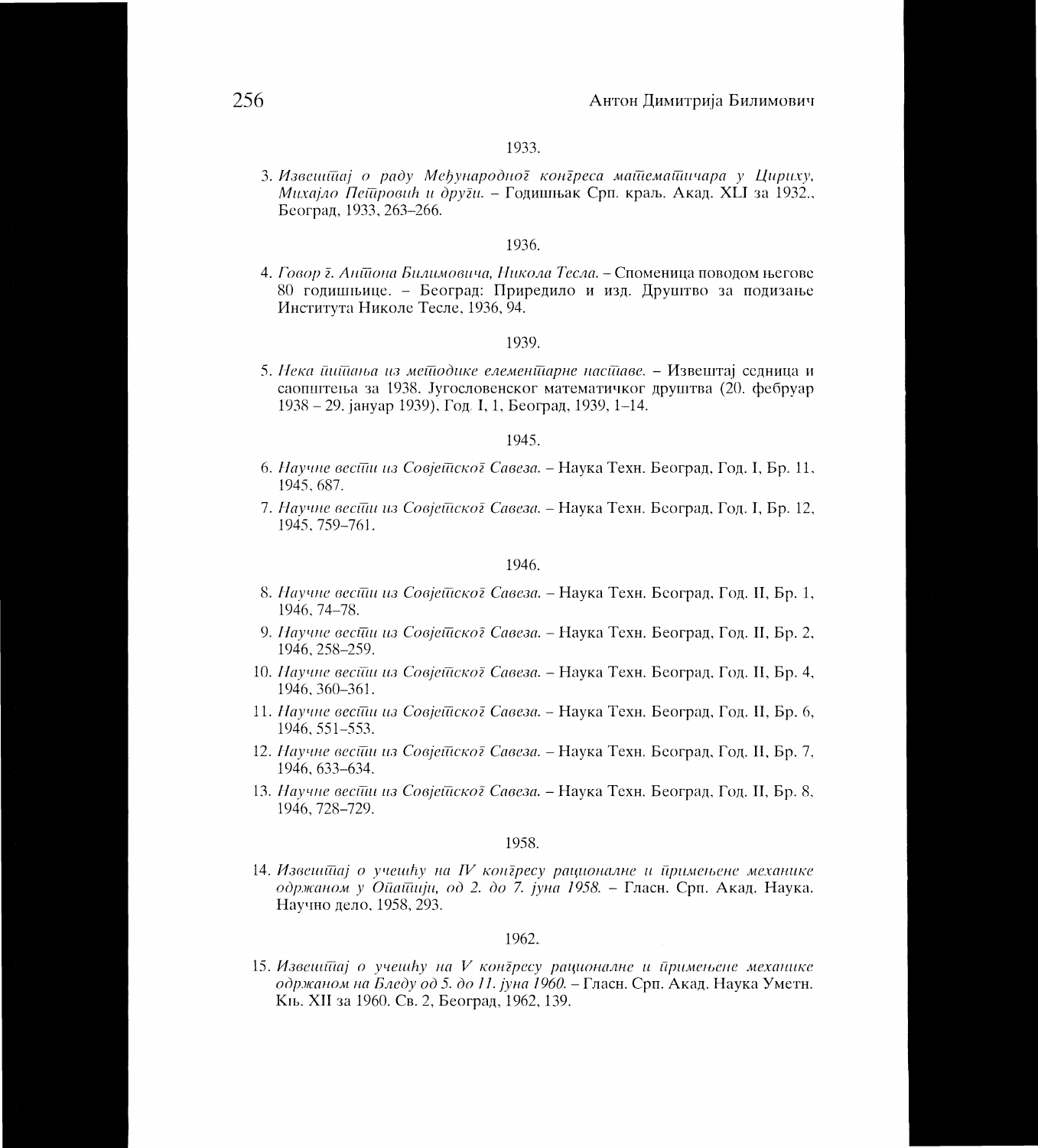1933.

3. *Извештај о раду Међународног конгреса математичара у Цириху, Михајло Петровић и други.* – Годишњак Срп. краљ. Акад. XLI за 1932., Београд, 1933, 263–266.

1936.

4. *Говор г. Антона Билимовича, Никола Тесла.* – Споменица поводом његове 80 годишњице. – Београд: Приредило и изд. Друштво за подизање Института Николе Тесле, 1936, 94.

1939.

5. *Нека питања из методике елементарне наставе.* – Извештај седница и саопштења за 1938. Југословенског математичког друштва (20. фебруар 1938 – 29. јануар 1939), Год. I, 1, Београд, 1939, 1–14.

1945.

6. *Научне вести из Совјетског Савеза.* – Наука Техн. Београд, Год. I, Бр. 11, 1945, 687.
7. *Научне вести из Совјетског Савеза.* – Наука Техн. Београд, Год. I, Бр. 12, 1945, 759–761.

1946.

8. *Научне вести из Совјетског Савеза.* – Наука Техн. Београд, Год. II, Бр. 1, 1946, 74–78.
9. *Научне вести из Совјетског Савеза.* – Наука Техн. Београд, Год. II, Бр. 2, 1946, 258–259.
10. *Научне вести из Совјетског Савеза.* – Наука Техн. Београд, Год. II, Бр. 4, 1946, 360–361.
11. *Научне вести из Совјетског Савеза.* – Наука Техн. Београд, Год. II, Бр. 6, 1946, 551–553.
12. *Научне вести из Совјетског Савеза.* – Наука Техн. Београд, Год. II, Бр. 7, 1946, 633–634.
13. *Научне вести из Совјетског Савеза.* – Наука Техн. Београд, Год. II, Бр. 8, 1946, 728–729.

1958.

14. *Извештај о учешћу на IV конгресу рационалне и примењене механике одржаном у Опатији, од 2. до 7. јуна 1958.* – Гласн. Срп. Акад. Наука. Научно дело, 1958, 293.

1962.

15. *Извештај о учешћу на V конгресу рационалне и примењене механике одржаном на Бледу од 5. до 11. јуна 1960.* – Гласн. Срп. Акад. Наука Уметн. Књ. XII за 1960. Св. 2, Београд, 1962, 139.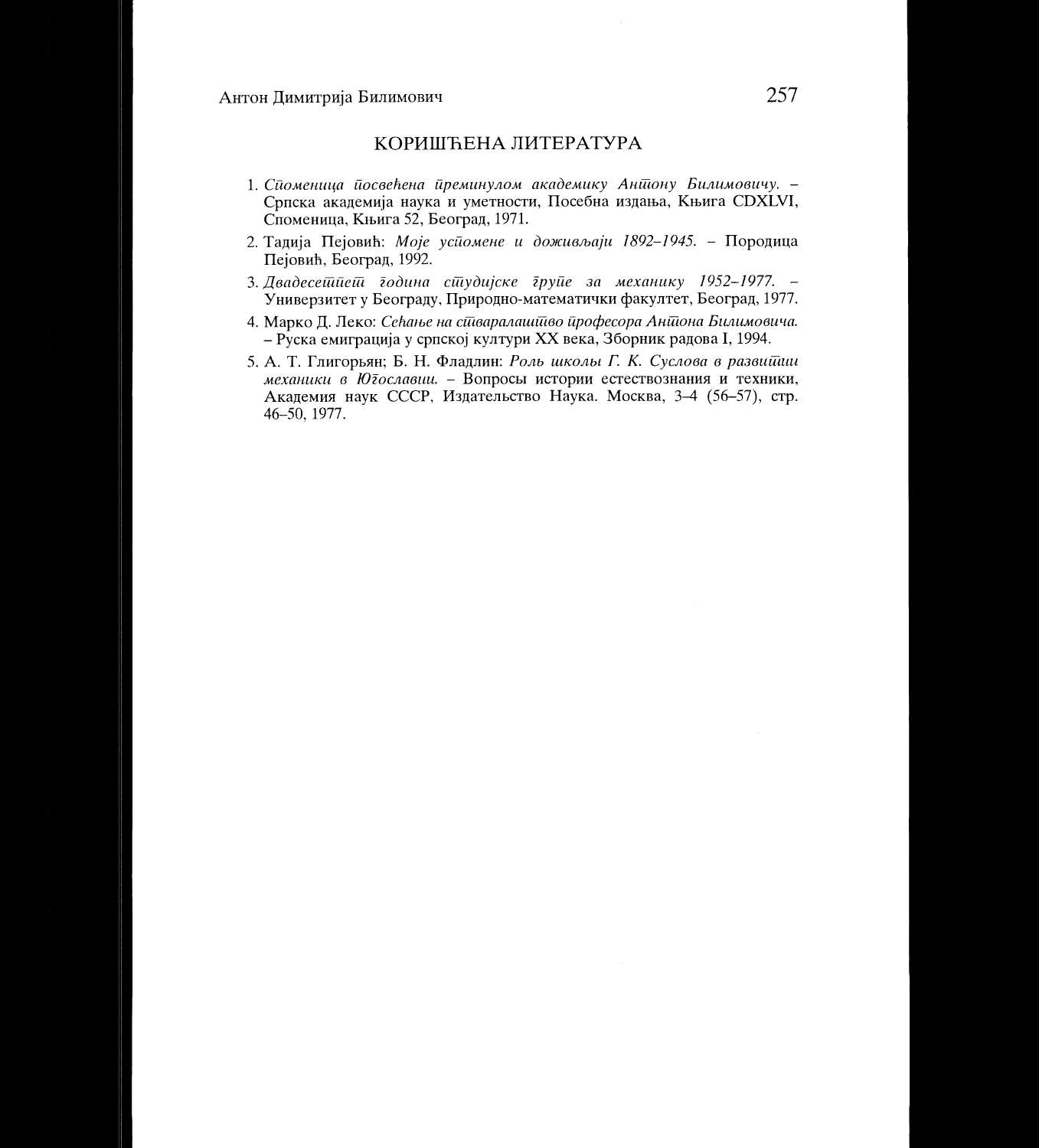## КОРИШЋЕНА ЛИТЕРАТУРА

1. *Споменица посвећена преминулом академику Антону Билимовичу.* – Српска академија наука и уметности, Посебна издања, Књига CDXLVI, Споменица, Књига 52, Београд, 1971.
2. Тадија Пејовић: *Моје успомене и доживљаји 1892–1945.* – Породица Пејовић, Београд, 1992.
3. *Двадесетпет година студијске групе за механику 1952–1977.* – Универзитет у Београду, Природно-математички факултет, Београд, 1977.
4. Марко Д. Леко: *Сећање на стваралаштво професора Антона Билимовича.* – Руска емиграција у српској култури XX века, Зборник радова I, 1994.
5. А. Т. Глигорьян; Б. Н. Фладлин: *Роль школы Г. К. Суслова в развитии механики в Югославии.* – Вопросы истории естествознания и техники, Академия наук СССР, Издательство Наука. Москва, 3–4 (56–57), стр. 46–50, 1977.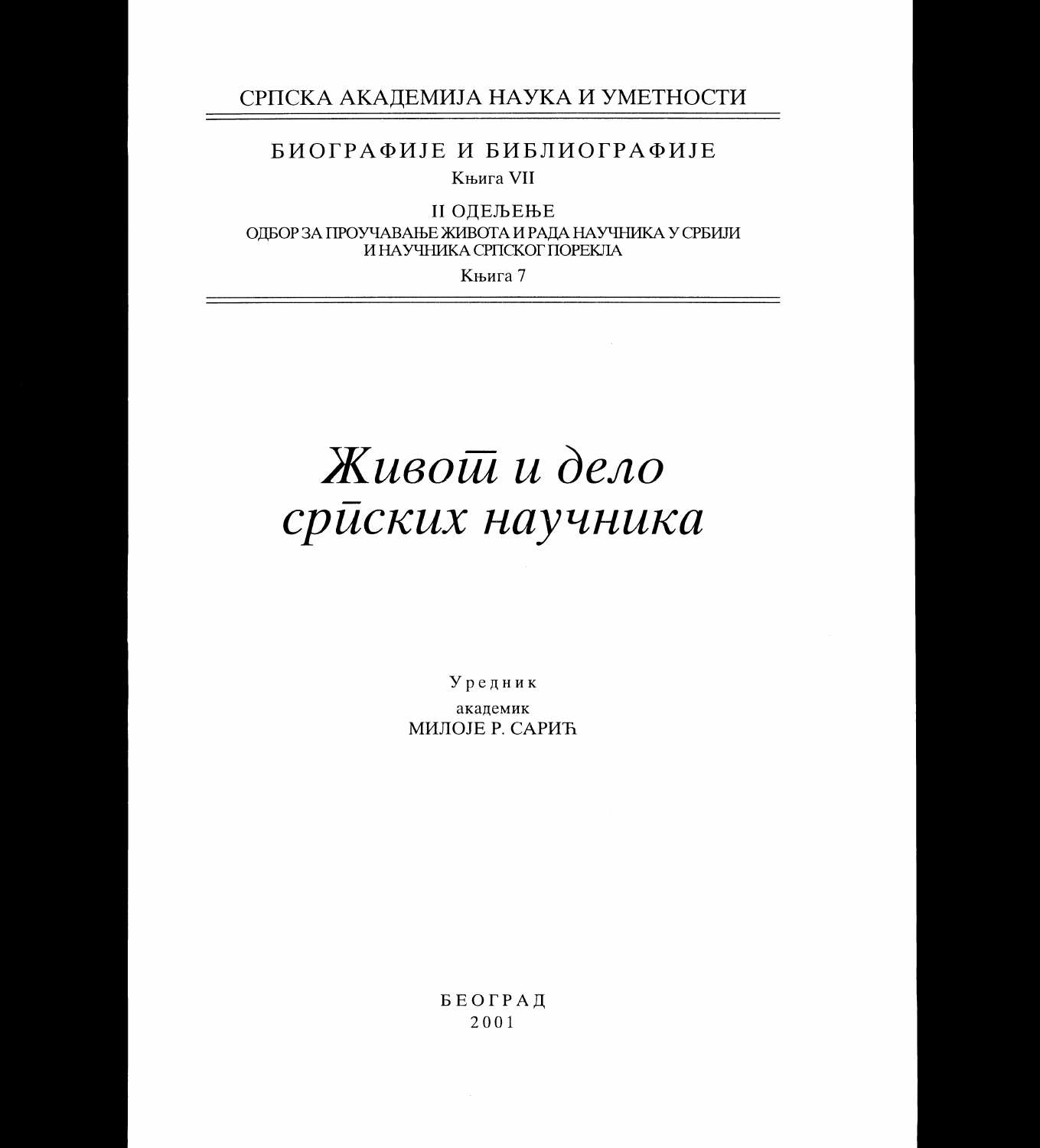СРПСКА АКАДЕМИЈА НАУКА И УМЕТНОСТИ

---

БИОГРАФИЈЕ И БИБЛИОГРАФИЈЕ

Књига VII

II ОДЕЉЕЊЕ

ОДБОР ЗА ПРОУЧАВАЊЕ ЖИВОТА И РАДА НАУЧНИКА У СРБИЈИ И НАУЧНИКА СРПСКОГ ПОРЕКЛА

Књига 7

---

# *Живот и дело српских научника*

Уредник

академик

МИЛОЈЕ Р. САРИЋ

БЕОГРАД

2001